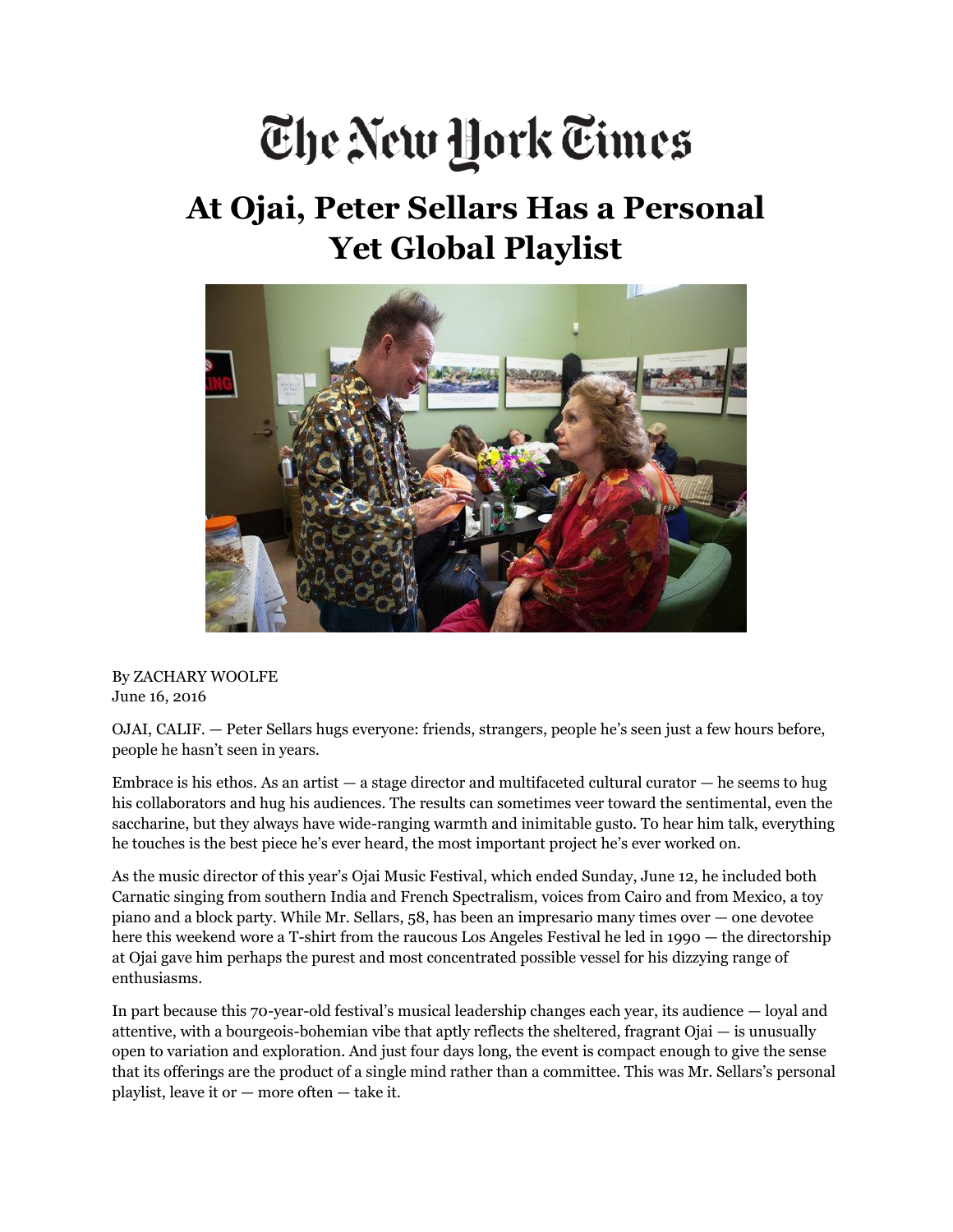# The New York Times

## At Ojai, Peter Sellars Has a Personal Yet Global Playlist

By ZACHARY WOOLFE
June 16, 2016

OJAI, CALIF. — Peter Sellars hugs everyone: friends, strangers, people he's seen just a few hours before, people he hasn't seen in years.

Embrace is his ethos. As an artist — a stage director and multifaceted cultural curator — he seems to hug his collaborators and hug his audiences. The results can sometimes veer toward the sentimental, even the saccharine, but they always have wide-ranging warmth and inimitable gusto. To hear him talk, everything he touches is the best piece he's ever heard, the most important project he's ever worked on.

As the music director of this year's Ojai Music Festival, which ended Sunday, June 12, he included both Carnatic singing from southern India and French Spectralism, voices from Cairo and from Mexico, a toy piano and a block party. While Mr. Sellars, 58, has been an impresario many times over — one devotee here this weekend wore a T-shirt from the raucous Los Angeles Festival he led in 1990 — the directorship at Ojai gave him perhaps the purest and most concentrated possible vessel for his dizzying range of enthusiasms.

In part because this 70-year-old festival's musical leadership changes each year, its audience — loyal and attentive, with a bourgeois-bohemian vibe that aptly reflects the sheltered, fragrant Ojai — is unusually open to variation and exploration. And just four days long, the event is compact enough to give the sense that its offerings are the product of a single mind rather than a committee. This was Mr. Sellars's personal playlist, leave it or — more often — take it.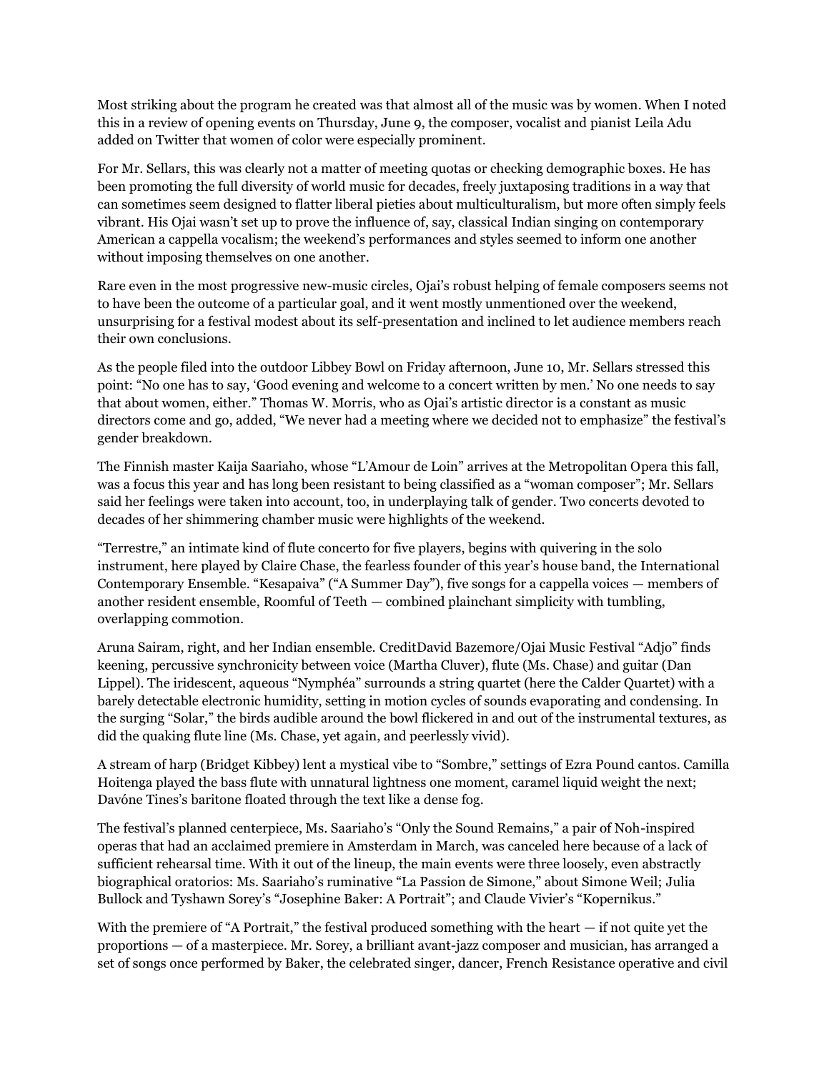Most striking about the program he created was that almost all of the music was by women. When I noted this in a review of opening events on Thursday, June 9, the composer, vocalist and pianist Leila Adu added on Twitter that women of color were especially prominent.

For Mr. Sellars, this was clearly not a matter of meeting quotas or checking demographic boxes. He has been promoting the full diversity of world music for decades, freely juxtaposing traditions in a way that can sometimes seem designed to flatter liberal pieties about multiculturalism, but more often simply feels vibrant. His Ojai wasn't set up to prove the influence of, say, classical Indian singing on contemporary American a cappella vocalism; the weekend's performances and styles seemed to inform one another without imposing themselves on one another.

Rare even in the most progressive new-music circles, Ojai's robust helping of female composers seems not to have been the outcome of a particular goal, and it went mostly unmentioned over the weekend, unsurprising for a festival modest about its self-presentation and inclined to let audience members reach their own conclusions.

As the people filed into the outdoor Libbey Bowl on Friday afternoon, June 10, Mr. Sellars stressed this point: "No one has to say, 'Good evening and welcome to a concert written by men.' No one needs to say that about women, either." Thomas W. Morris, who as Ojai's artistic director is a constant as music directors come and go, added, "We never had a meeting where we decided not to emphasize" the festival's gender breakdown.

The Finnish master Kaija Saariaho, whose "L'Amour de Loin" arrives at the Metropolitan Opera this fall, was a focus this year and has long been resistant to being classified as a "woman composer"; Mr. Sellars said her feelings were taken into account, too, in underplaying talk of gender. Two concerts devoted to decades of her shimmering chamber music were highlights of the weekend.

"Terrestre," an intimate kind of flute concerto for five players, begins with quivering in the solo instrument, here played by Claire Chase, the fearless founder of this year's house band, the International Contemporary Ensemble. "Kesapaiva" ("A Summer Day"), five songs for a cappella voices — members of another resident ensemble, Roomful of Teeth — combined plainchant simplicity with tumbling, overlapping commotion.

Aruna Sairam, right, and her Indian ensemble. CreditDavid Bazemore/Ojai Music Festival "Adjo" finds keening, percussive synchronicity between voice (Martha Cluver), flute (Ms. Chase) and guitar (Dan Lippel). The iridescent, aqueous "Nymphéa" surrounds a string quartet (here the Calder Quartet) with a barely detectable electronic humidity, setting in motion cycles of sounds evaporating and condensing. In the surging "Solar," the birds audible around the bowl flickered in and out of the instrumental textures, as did the quaking flute line (Ms. Chase, yet again, and peerlessly vivid).

A stream of harp (Bridget Kibbey) lent a mystical vibe to "Sombre," settings of Ezra Pound cantos. Camilla Hoitenga played the bass flute with unnatural lightness one moment, caramel liquid weight the next; Davóne Tines's baritone floated through the text like a dense fog.

The festival's planned centerpiece, Ms. Saariaho's "Only the Sound Remains," a pair of Noh-inspired operas that had an acclaimed premiere in Amsterdam in March, was canceled here because of a lack of sufficient rehearsal time. With it out of the lineup, the main events were three loosely, even abstractly biographical oratorios: Ms. Saariaho's ruminative "La Passion de Simone," about Simone Weil; Julia Bullock and Tyshawn Sorey's "Josephine Baker: A Portrait"; and Claude Vivier's "Kopernikus."

With the premiere of "A Portrait," the festival produced something with the heart — if not quite yet the proportions — of a masterpiece. Mr. Sorey, a brilliant avant-jazz composer and musician, has arranged a set of songs once performed by Baker, the celebrated singer, dancer, French Resistance operative and civil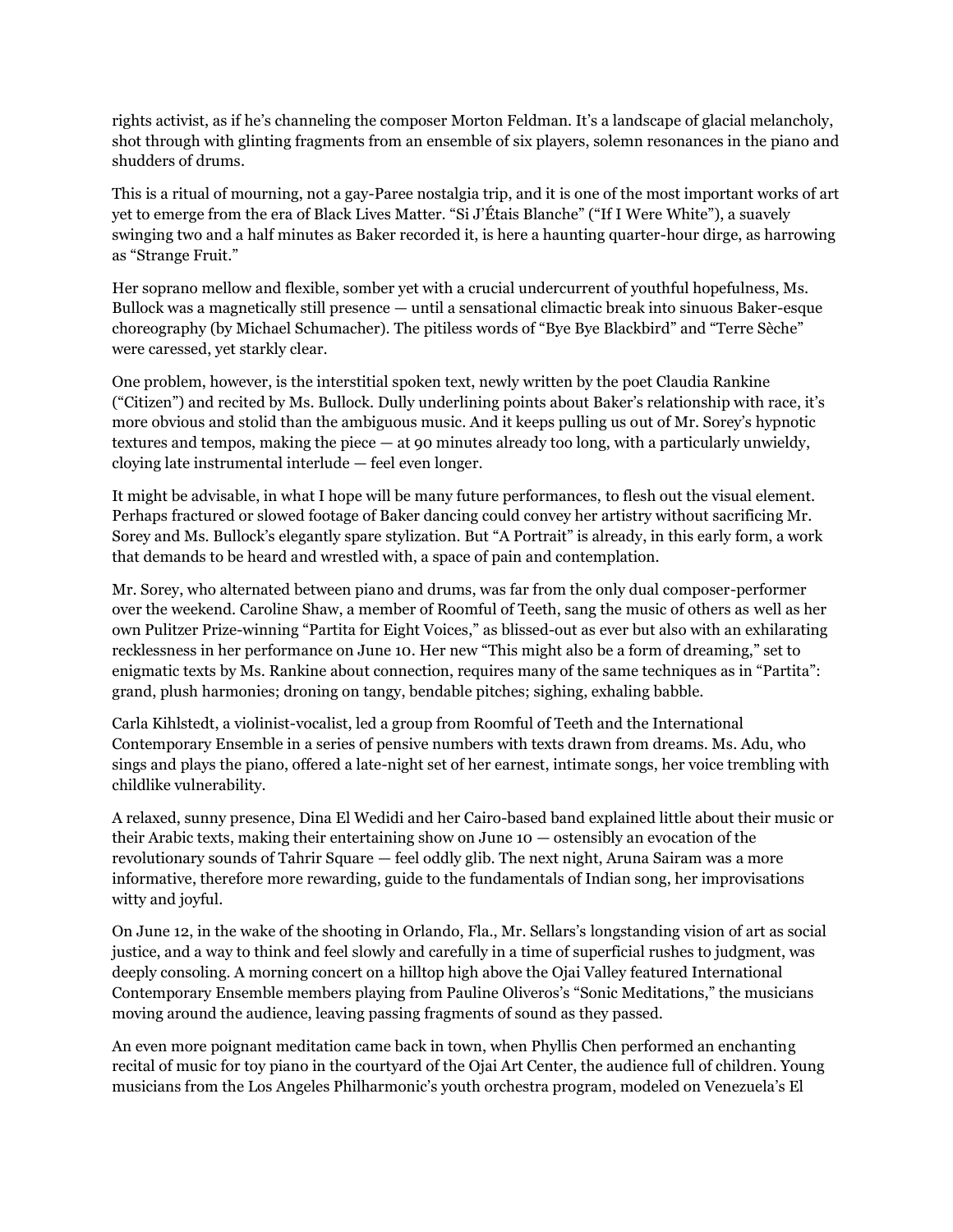rights activist, as if he's channeling the composer Morton Feldman. It's a landscape of glacial melancholy, shot through with glinting fragments from an ensemble of six players, solemn resonances in the piano and shudders of drums.

This is a ritual of mourning, not a gay-Paree nostalgia trip, and it is one of the most important works of art yet to emerge from the era of Black Lives Matter. "Si J'Étais Blanche" ("If I Were White"), a suavely swinging two and a half minutes as Baker recorded it, is here a haunting quarter-hour dirge, as harrowing as "Strange Fruit."

Her soprano mellow and flexible, somber yet with a crucial undercurrent of youthful hopefulness, Ms. Bullock was a magnetically still presence — until a sensational climactic break into sinuous Baker-esque choreography (by Michael Schumacher). The pitiless words of "Bye Bye Blackbird" and "Terre Sèche" were caressed, yet starkly clear.

One problem, however, is the interstitial spoken text, newly written by the poet Claudia Rankine ("Citizen") and recited by Ms. Bullock. Dully underlining points about Baker's relationship with race, it's more obvious and stolid than the ambiguous music. And it keeps pulling us out of Mr. Sorey's hypnotic textures and tempos, making the piece — at 90 minutes already too long, with a particularly unwieldy, cloying late instrumental interlude — feel even longer.

It might be advisable, in what I hope will be many future performances, to flesh out the visual element. Perhaps fractured or slowed footage of Baker dancing could convey her artistry without sacrificing Mr. Sorey and Ms. Bullock's elegantly spare stylization. But "A Portrait" is already, in this early form, a work that demands to be heard and wrestled with, a space of pain and contemplation.

Mr. Sorey, who alternated between piano and drums, was far from the only dual composer-performer over the weekend. Caroline Shaw, a member of Roomful of Teeth, sang the music of others as well as her own Pulitzer Prize-winning "Partita for Eight Voices," as blissed-out as ever but also with an exhilarating recklessness in her performance on June 10. Her new "This might also be a form of dreaming," set to enigmatic texts by Ms. Rankine about connection, requires many of the same techniques as in "Partita": grand, plush harmonies; droning on tangy, bendable pitches; sighing, exhaling babble.

Carla Kihlstedt, a violinist-vocalist, led a group from Roomful of Teeth and the International Contemporary Ensemble in a series of pensive numbers with texts drawn from dreams. Ms. Adu, who sings and plays the piano, offered a late-night set of her earnest, intimate songs, her voice trembling with childlike vulnerability.

A relaxed, sunny presence, Dina El Wedidi and her Cairo-based band explained little about their music or their Arabic texts, making their entertaining show on June 10 — ostensibly an evocation of the revolutionary sounds of Tahrir Square — feel oddly glib. The next night, Aruna Sairam was a more informative, therefore more rewarding, guide to the fundamentals of Indian song, her improvisations witty and joyful.

On June 12, in the wake of the shooting in Orlando, Fla., Mr. Sellars's longstanding vision of art as social justice, and a way to think and feel slowly and carefully in a time of superficial rushes to judgment, was deeply consoling. A morning concert on a hilltop high above the Ojai Valley featured International Contemporary Ensemble members playing from Pauline Oliveros's "Sonic Meditations," the musicians moving around the audience, leaving passing fragments of sound as they passed.

An even more poignant meditation came back in town, when Phyllis Chen performed an enchanting recital of music for toy piano in the courtyard of the Ojai Art Center, the audience full of children. Young musicians from the Los Angeles Philharmonic's youth orchestra program, modeled on Venezuela's El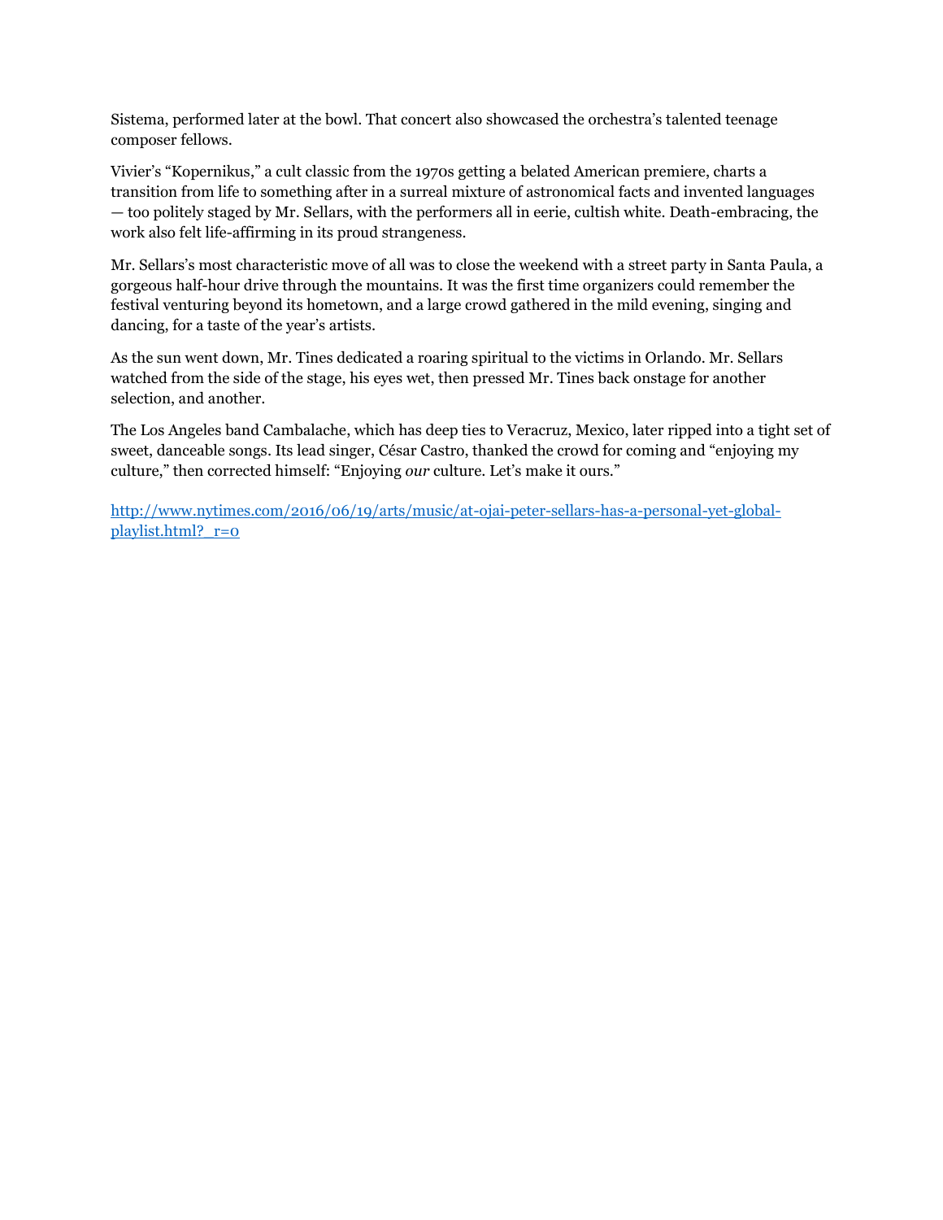Sistema, performed later at the bowl. That concert also showcased the orchestra's talented teenage composer fellows.

Vivier's "Kopernikus," a cult classic from the 1970s getting a belated American premiere, charts a transition from life to something after in a surreal mixture of astronomical facts and invented languages — too politely staged by Mr. Sellars, with the performers all in eerie, cultish white. Death-embracing, the work also felt life-affirming in its proud strangeness.

Mr. Sellars's most characteristic move of all was to close the weekend with a street party in Santa Paula, a gorgeous half-hour drive through the mountains. It was the first time organizers could remember the festival venturing beyond its hometown, and a large crowd gathered in the mild evening, singing and dancing, for a taste of the year's artists.

As the sun went down, Mr. Tines dedicated a roaring spiritual to the victims in Orlando. Mr. Sellars watched from the side of the stage, his eyes wet, then pressed Mr. Tines back onstage for another selection, and another.

The Los Angeles band Cambalache, which has deep ties to Veracruz, Mexico, later ripped into a tight set of sweet, danceable songs. Its lead singer, César Castro, thanked the crowd for coming and "enjoying my culture," then corrected himself: "Enjoying *our* culture. Let's make it ours."

[http://www.nytimes.com/2016/06/19/arts/music/at-ojai-peter-sellars-has-a-personal-yet-global-playlist.html?_r=0](http://www.nytimes.com/2016/06/19/arts/music/at-ojai-peter-sellars-has-a-personal-yet-global-playlist.html?_r=0)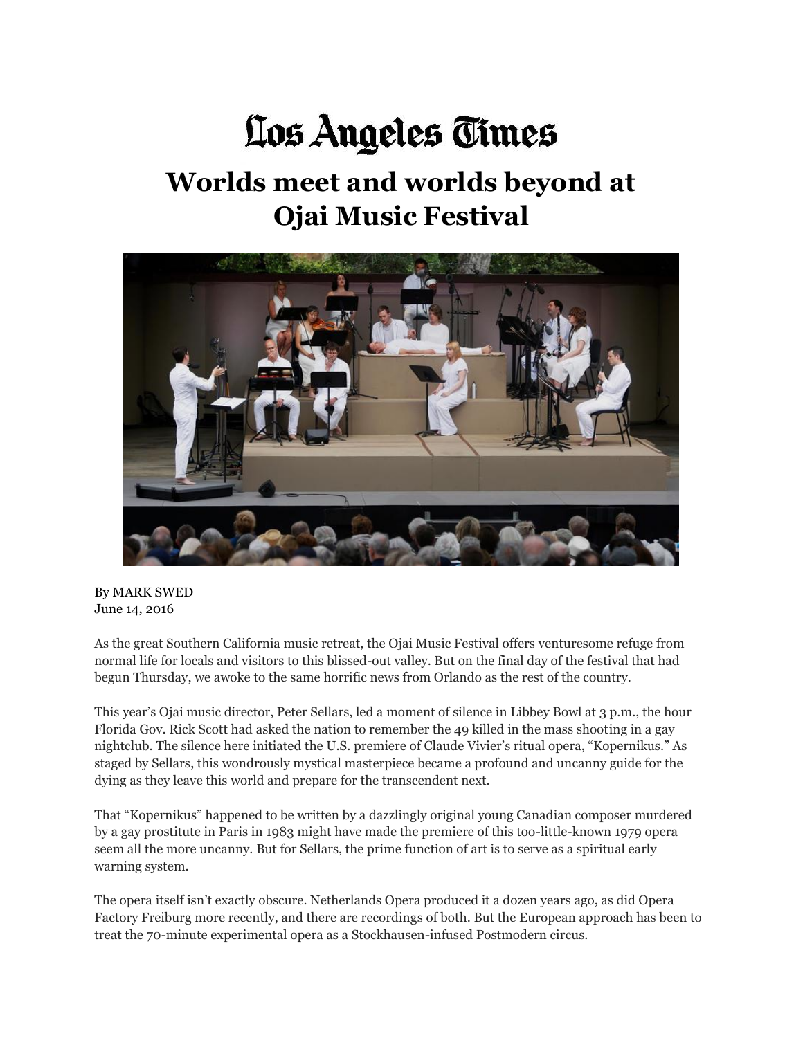# Los Angeles Times

## Worlds meet and worlds beyond at Ojai Music Festival

By MARK SWED
June 14, 2016

As the great Southern California music retreat, the Ojai Music Festival offers venturesome refuge from normal life for locals and visitors to this blissed-out valley. But on the final day of the festival that had begun Thursday, we awoke to the same horrific news from Orlando as the rest of the country.

This year's Ojai music director, Peter Sellars, led a moment of silence in Libbey Bowl at 3 p.m., the hour Florida Gov. Rick Scott had asked the nation to remember the 49 killed in the mass shooting in a gay nightclub. The silence here initiated the U.S. premiere of Claude Vivier's ritual opera, "Kopernikus." As staged by Sellars, this wondrously mystical masterpiece became a profound and uncanny guide for the dying as they leave this world and prepare for the transcendent next.

That "Kopernikus" happened to be written by a dazzlingly original young Canadian composer murdered by a gay prostitute in Paris in 1983 might have made the premiere of this too-little-known 1979 opera seem all the more uncanny. But for Sellars, the prime function of art is to serve as a spiritual early warning system.

The opera itself isn't exactly obscure. Netherlands Opera produced it a dozen years ago, as did Opera Factory Freiburg more recently, and there are recordings of both. But the European approach has been to treat the 70-minute experimental opera as a Stockhausen-infused Postmodern circus.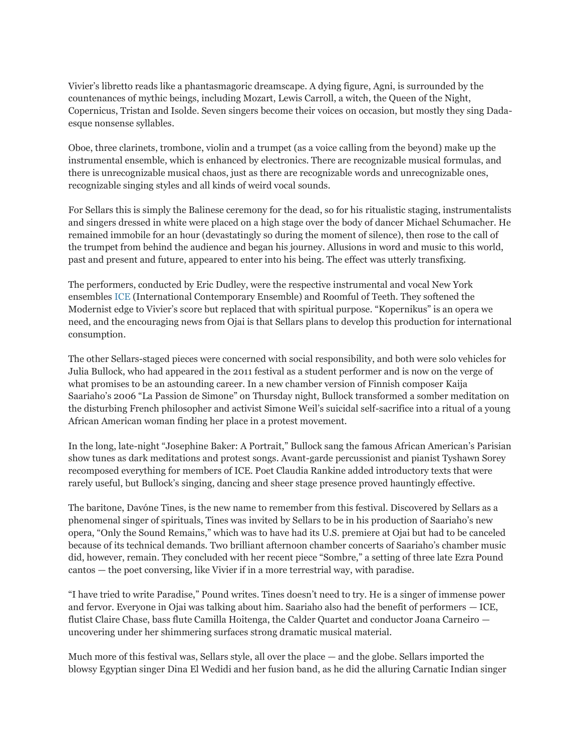Vivier's libretto reads like a phantasmagoric dreamscape. A dying figure, Agni, is surrounded by the countenances of mythic beings, including Mozart, Lewis Carroll, a witch, the Queen of the Night, Copernicus, Tristan and Isolde. Seven singers become their voices on occasion, but mostly they sing Dada-esque nonsense syllables.

Oboe, three clarinets, trombone, violin and a trumpet (as a voice calling from the beyond) make up the instrumental ensemble, which is enhanced by electronics. There are recognizable musical formulas, and there is unrecognizable musical chaos, just as there are recognizable words and unrecognizable ones, recognizable singing styles and all kinds of weird vocal sounds.

For Sellars this is simply the Balinese ceremony for the dead, so for his ritualistic staging, instrumentalists and singers dressed in white were placed on a high stage over the body of dancer Michael Schumacher. He remained immobile for an hour (devastatingly so during the moment of silence), then rose to the call of the trumpet from behind the audience and began his journey. Allusions in word and music to this world, past and present and future, appeared to enter into his being. The effect was utterly transfixing.

The performers, conducted by Eric Dudley, were the respective instrumental and vocal New York ensembles ICE (International Contemporary Ensemble) and Roomful of Teeth. They softened the Modernist edge to Vivier's score but replaced that with spiritual purpose. "Kopernikus" is an opera we need, and the encouraging news from Ojai is that Sellars plans to develop this production for international consumption.

The other Sellars-staged pieces were concerned with social responsibility, and both were solo vehicles for Julia Bullock, who had appeared in the 2011 festival as a student performer and is now on the verge of what promises to be an astounding career. In a new chamber version of Finnish composer Kaija Saariaho's 2006 "La Passion de Simone" on Thursday night, Bullock transformed a somber meditation on the disturbing French philosopher and activist Simone Weil's suicidal self-sacrifice into a ritual of a young African American woman finding her place in a protest movement.

In the long, late-night "Josephine Baker: A Portrait," Bullock sang the famous African American's Parisian show tunes as dark meditations and protest songs. Avant-garde percussionist and pianist Tyshawn Sorey recomposed everything for members of ICE. Poet Claudia Rankine added introductory texts that were rarely useful, but Bullock's singing, dancing and sheer stage presence proved hauntingly effective.

The baritone, Davóne Tines, is the new name to remember from this festival. Discovered by Sellars as a phenomenal singer of spirituals, Tines was invited by Sellars to be in his production of Saariaho's new opera, "Only the Sound Remains," which was to have had its U.S. premiere at Ojai but had to be canceled because of its technical demands. Two brilliant afternoon chamber concerts of Saariaho's chamber music did, however, remain. They concluded with her recent piece "Sombre," a setting of three late Ezra Pound cantos — the poet conversing, like Vivier if in a more terrestrial way, with paradise.

"I have tried to write Paradise," Pound writes. Tines doesn't need to try. He is a singer of immense power and fervor. Everyone in Ojai was talking about him. Saariaho also had the benefit of performers — ICE, flutist Claire Chase, bass flute Camilla Hoitenga, the Calder Quartet and conductor Joana Carneiro — uncovering under her shimmering surfaces strong dramatic musical material.

Much more of this festival was, Sellars style, all over the place — and the globe. Sellars imported the blowsy Egyptian singer Dina El Wedidi and her fusion band, as he did the alluring Carnatic Indian singer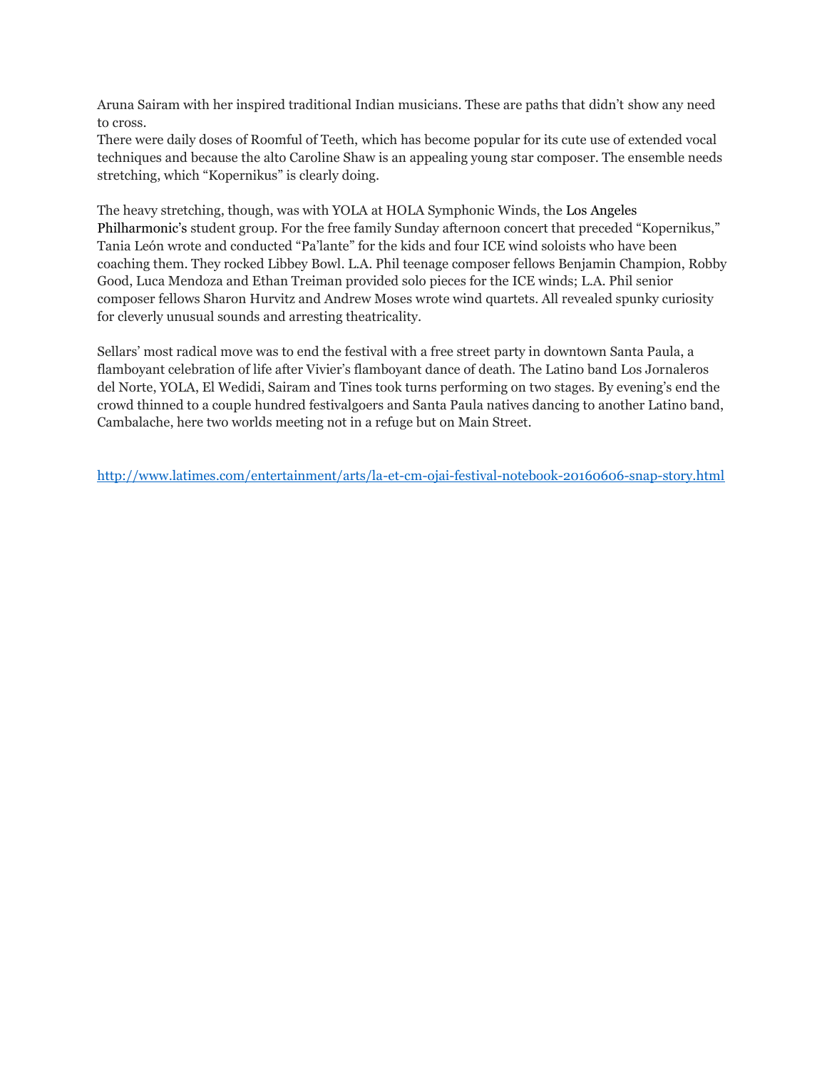Aruna Sairam with her inspired traditional Indian musicians. These are paths that didn't show any need to cross.

There were daily doses of Roomful of Teeth, which has become popular for its cute use of extended vocal techniques and because the alto Caroline Shaw is an appealing young star composer. The ensemble needs stretching, which "Kopernikus" is clearly doing.

The heavy stretching, though, was with YOLA at HOLA Symphonic Winds, the Los Angeles Philharmonic's student group. For the free family Sunday afternoon concert that preceded "Kopernikus," Tania León wrote and conducted "Pa'lante" for the kids and four ICE wind soloists who have been coaching them. They rocked Libbey Bowl. L.A. Phil teenage composer fellows Benjamin Champion, Robby Good, Luca Mendoza and Ethan Treiman provided solo pieces for the ICE winds; L.A. Phil senior composer fellows Sharon Hurvitz and Andrew Moses wrote wind quartets. All revealed spunky curiosity for cleverly unusual sounds and arresting theatricality.

Sellars' most radical move was to end the festival with a free street party in downtown Santa Paula, a flamboyant celebration of life after Vivier's flamboyant dance of death. The Latino band Los Jornaleros del Norte, YOLA, El Wedidi, Sairam and Tines took turns performing on two stages. By evening's end the crowd thinned to a couple hundred festivalgoers and Santa Paula natives dancing to another Latino band, Cambalache, here two worlds meeting not in a refuge but on Main Street.

http://www.latimes.com/entertainment/arts/la-et-cm-ojai-festival-notebook-20160606-snap-story.html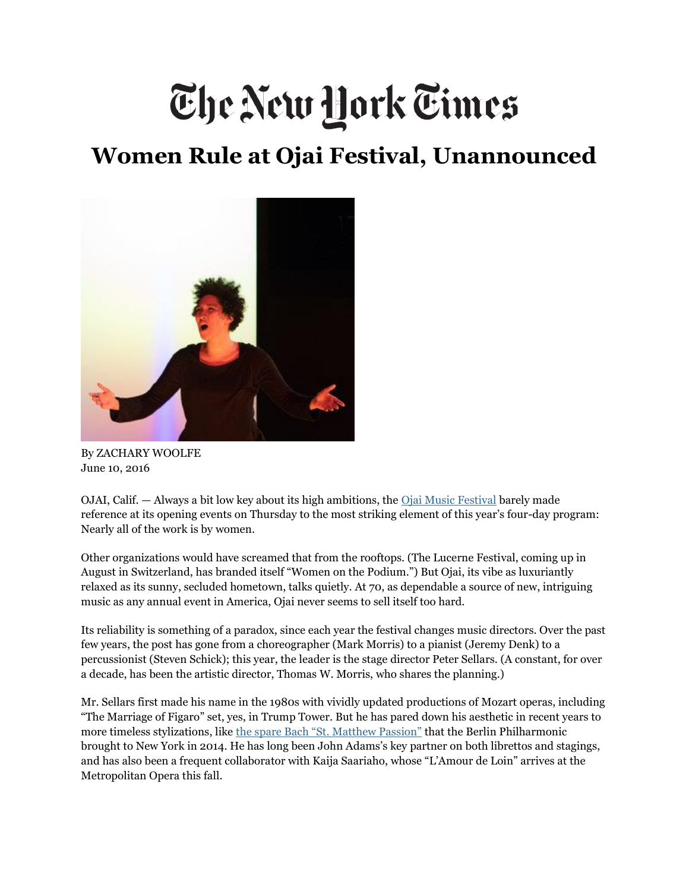# The New York Times

## Women Rule at Ojai Festival, Unannounced

By ZACHARY WOOLFE
June 10, 2016

OJAI, Calif. — Always a bit low key about its high ambitions, the Ojai Music Festival barely made reference at its opening events on Thursday to the most striking element of this year's four-day program: Nearly all of the work is by women.

Other organizations would have screamed that from the rooftops. (The Lucerne Festival, coming up in August in Switzerland, has branded itself "Women on the Podium.") But Ojai, its vibe as luxuriantly relaxed as its sunny, secluded hometown, talks quietly. At 70, as dependable a source of new, intriguing music as any annual event in America, Ojai never seems to sell itself too hard.

Its reliability is something of a paradox, since each year the festival changes music directors. Over the past few years, the post has gone from a choreographer (Mark Morris) to a pianist (Jeremy Denk) to a percussionist (Steven Schick); this year, the leader is the stage director Peter Sellars. (A constant, for over a decade, has been the artistic director, Thomas W. Morris, who shares the planning.)

Mr. Sellars first made his name in the 1980s with vividly updated productions of Mozart operas, including "The Marriage of Figaro" set, yes, in Trump Tower. But he has pared down his aesthetic in recent years to more timeless stylizations, like the spare Bach "St. Matthew Passion" that the Berlin Philharmonic brought to New York in 2014. He has long been John Adams's key partner on both librettos and stagings, and has also been a frequent collaborator with Kaija Saariaho, whose "L'Amour de Loin" arrives at the Metropolitan Opera this fall.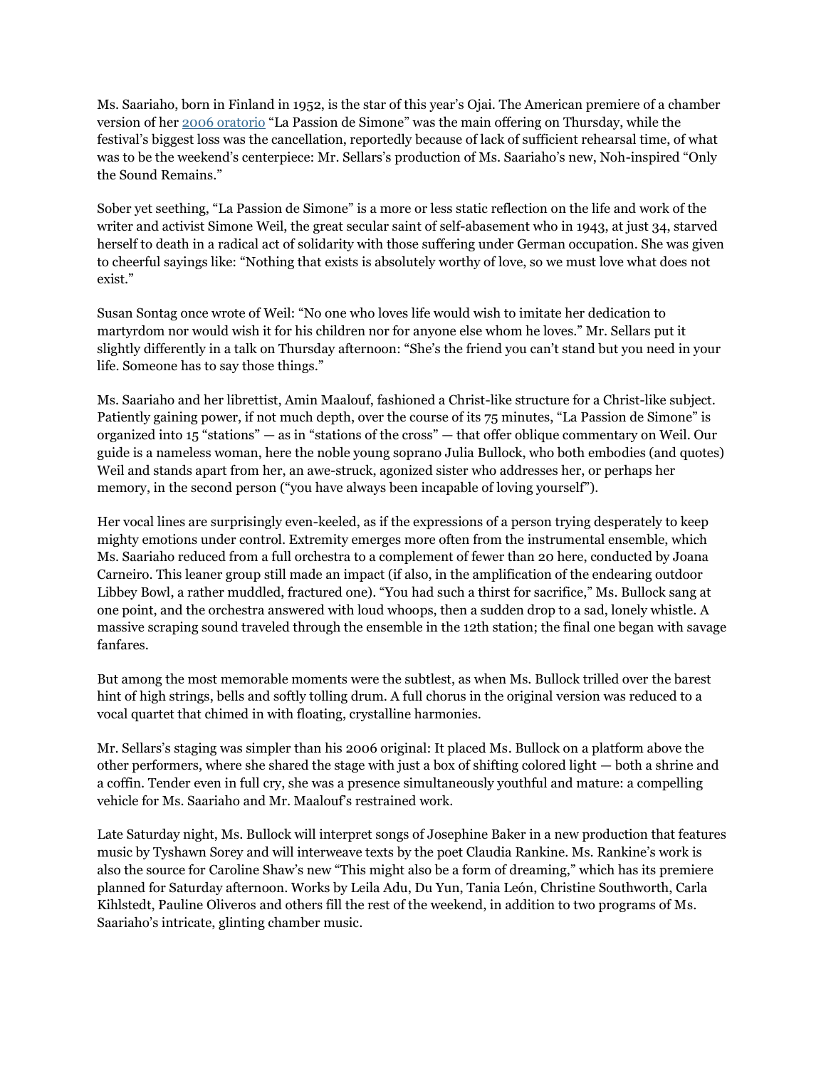Ms. Saariaho, born in Finland in 1952, is the star of this year's Ojai. The American premiere of a chamber version of her [2006 oratorio](#) "La Passion de Simone" was the main offering on Thursday, while the festival's biggest loss was the cancellation, reportedly because of lack of sufficient rehearsal time, of what was to be the weekend's centerpiece: Mr. Sellars's production of Ms. Saariaho's new, Noh-inspired "Only the Sound Remains."

Sober yet seething, "La Passion de Simone" is a more or less static reflection on the life and work of the writer and activist Simone Weil, the great secular saint of self-abasement who in 1943, at just 34, starved herself to death in a radical act of solidarity with those suffering under German occupation. She was given to cheerful sayings like: "Nothing that exists is absolutely worthy of love, so we must love what does not exist."

Susan Sontag once wrote of Weil: "No one who loves life would wish to imitate her dedication to martyrdom nor would wish it for his children nor for anyone else whom he loves." Mr. Sellars put it slightly differently in a talk on Thursday afternoon: "She's the friend you can't stand but you need in your life. Someone has to say those things."

Ms. Saariaho and her librettist, Amin Maalouf, fashioned a Christ-like structure for a Christ-like subject. Patiently gaining power, if not much depth, over the course of its 75 minutes, "La Passion de Simone" is organized into 15 "stations" — as in "stations of the cross" — that offer oblique commentary on Weil. Our guide is a nameless woman, here the noble young soprano Julia Bullock, who both embodies (and quotes) Weil and stands apart from her, an awe-struck, agonized sister who addresses her, or perhaps her memory, in the second person ("you have always been incapable of loving yourself").

Her vocal lines are surprisingly even-keeled, as if the expressions of a person trying desperately to keep mighty emotions under control. Extremity emerges more often from the instrumental ensemble, which Ms. Saariaho reduced from a full orchestra to a complement of fewer than 20 here, conducted by Joana Carneiro. This leaner group still made an impact (if also, in the amplification of the endearing outdoor Libbey Bowl, a rather muddled, fractured one). "You had such a thirst for sacrifice," Ms. Bullock sang at one point, and the orchestra answered with loud whoops, then a sudden drop to a sad, lonely whistle. A massive scraping sound traveled through the ensemble in the 12th station; the final one began with savage fanfares.

But among the most memorable moments were the subtlest, as when Ms. Bullock trilled over the barest hint of high strings, bells and softly tolling drum. A full chorus in the original version was reduced to a vocal quartet that chimed in with floating, crystalline harmonies.

Mr. Sellars's staging was simpler than his 2006 original: It placed Ms. Bullock on a platform above the other performers, where she shared the stage with just a box of shifting colored light — both a shrine and a coffin. Tender even in full cry, she was a presence simultaneously youthful and mature: a compelling vehicle for Ms. Saariaho and Mr. Maalouf's restrained work.

Late Saturday night, Ms. Bullock will interpret songs of Josephine Baker in a new production that features music by Tyshawn Sorey and will interweave texts by the poet Claudia Rankine. Ms. Rankine's work is also the source for Caroline Shaw's new "This might also be a form of dreaming," which has its premiere planned for Saturday afternoon. Works by Leila Adu, Du Yun, Tania León, Christine Southworth, Carla Kihlstedt, Pauline Oliveros and others fill the rest of the weekend, in addition to two programs of Ms. Saariaho's intricate, glinting chamber music.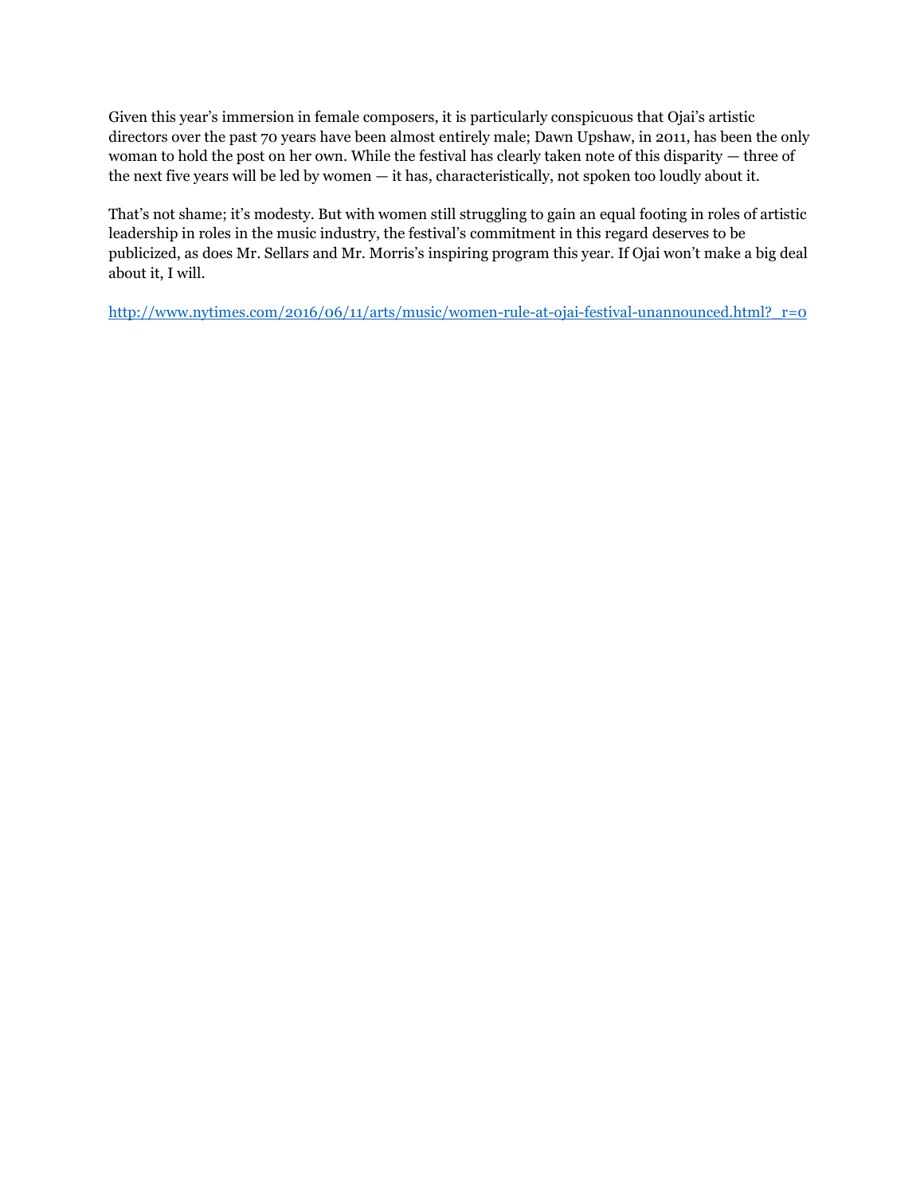Given this year's immersion in female composers, it is particularly conspicuous that Ojai's artistic directors over the past 70 years have been almost entirely male; Dawn Upshaw, in 2011, has been the only woman to hold the post on her own. While the festival has clearly taken note of this disparity — three of the next five years will be led by women — it has, characteristically, not spoken too loudly about it.

That's not shame; it's modesty. But with women still struggling to gain an equal footing in roles of artistic leadership in roles in the music industry, the festival's commitment in this regard deserves to be publicized, as does Mr. Sellars and Mr. Morris's inspiring program this year. If Ojai won't make a big deal about it, I will.

http://www.nytimes.com/2016/06/11/arts/music/women-rule-at-ojai-festival-unannounced.html?_r=0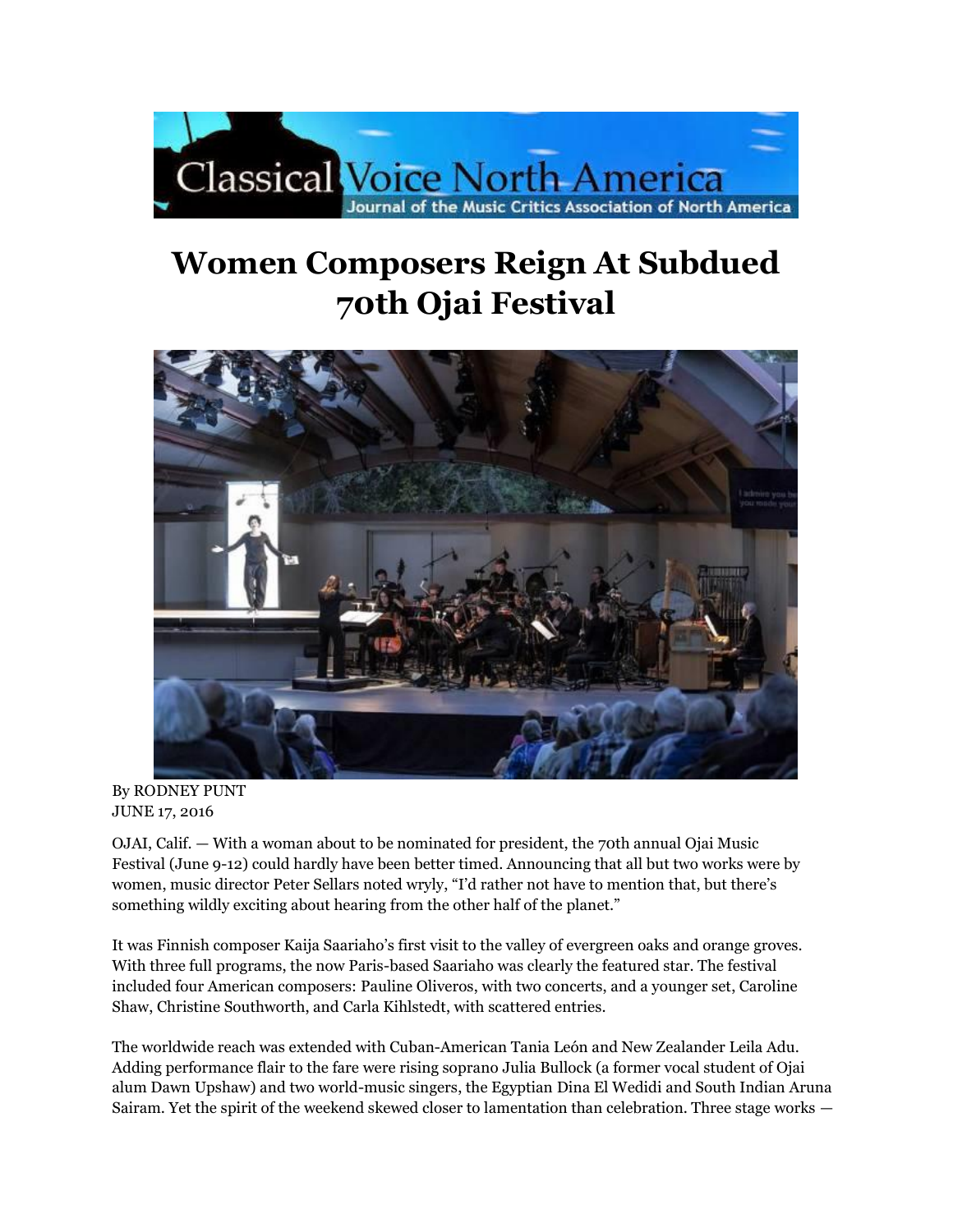Classical Voice North America

Journal of the Music Critics Association of North America

# Women Composers Reign At Subdued 70th Ojai Festival

By RODNEY PUNT
JUNE 17, 2016

OJAI, Calif. — With a woman about to be nominated for president, the 70th annual Ojai Music Festival (June 9-12) could hardly have been better timed. Announcing that all but two works were by women, music director Peter Sellars noted wryly, "I'd rather not have to mention that, but there's something wildly exciting about hearing from the other half of the planet."

It was Finnish composer Kaija Saariaho's first visit to the valley of evergreen oaks and orange groves. With three full programs, the now Paris-based Saariaho was clearly the featured star. The festival included four American composers: Pauline Oliveros, with two concerts, and a younger set, Caroline Shaw, Christine Southworth, and Carla Kihlstedt, with scattered entries.

The worldwide reach was extended with Cuban-American Tania León and New Zealander Leila Adu. Adding performance flair to the fare were rising soprano Julia Bullock (a former vocal student of Ojai alum Dawn Upshaw) and two world-music singers, the Egyptian Dina El Wedidi and South Indian Aruna Sairam. Yet the spirit of the weekend skewed closer to lamentation than celebration. Three stage works —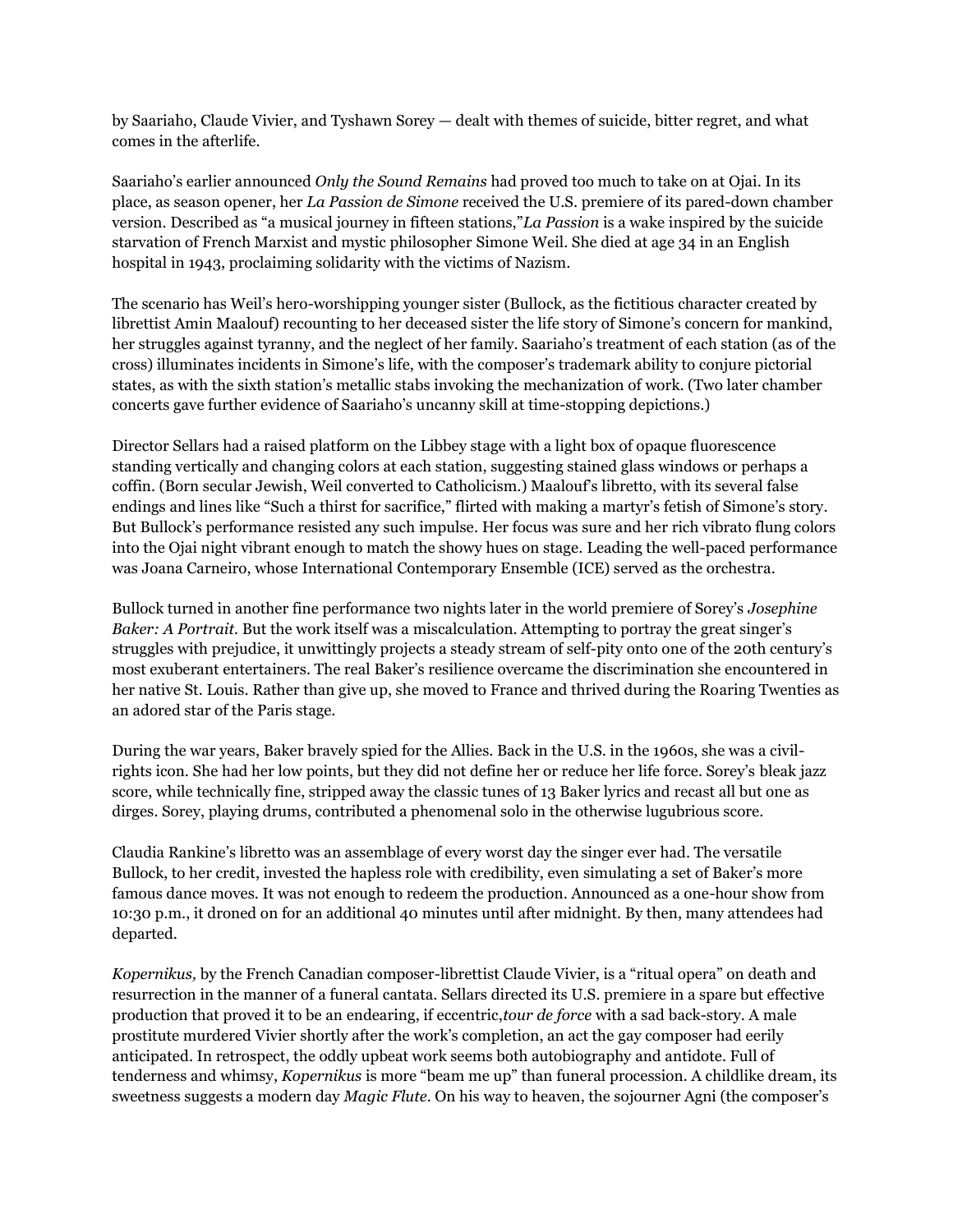by Saariaho, Claude Vivier, and Tyshawn Sorey — dealt with themes of suicide, bitter regret, and what comes in the afterlife.

Saariaho's earlier announced *Only the Sound Remains* had proved too much to take on at Ojai. In its place, as season opener, her *La Passion de Simone* received the U.S. premiere of its pared-down chamber version. Described as "a musical journey in fifteen stations,"*La Passion* is a wake inspired by the suicide starvation of French Marxist and mystic philosopher Simone Weil. She died at age 34 in an English hospital in 1943, proclaiming solidarity with the victims of Nazism.

The scenario has Weil's hero-worshipping younger sister (Bullock, as the fictitious character created by librettist Amin Maalouf) recounting to her deceased sister the life story of Simone's concern for mankind, her struggles against tyranny, and the neglect of her family. Saariaho's treatment of each station (as of the cross) illuminates incidents in Simone's life, with the composer's trademark ability to conjure pictorial states, as with the sixth station's metallic stabs invoking the mechanization of work. (Two later chamber concerts gave further evidence of Saariaho's uncanny skill at time-stopping depictions.)

Director Sellars had a raised platform on the Libbey stage with a light box of opaque fluorescence standing vertically and changing colors at each station, suggesting stained glass windows or perhaps a coffin. (Born secular Jewish, Weil converted to Catholicism.) Maalouf's libretto, with its several false endings and lines like "Such a thirst for sacrifice," flirted with making a martyr's fetish of Simone's story. But Bullock's performance resisted any such impulse. Her focus was sure and her rich vibrato flung colors into the Ojai night vibrant enough to match the showy hues on stage. Leading the well-paced performance was Joana Carneiro, whose International Contemporary Ensemble (ICE) served as the orchestra.

Bullock turned in another fine performance two nights later in the world premiere of Sorey's *Josephine Baker: A Portrait*. But the work itself was a miscalculation. Attempting to portray the great singer's struggles with prejudice, it unwittingly projects a steady stream of self-pity onto one of the 20th century's most exuberant entertainers. The real Baker's resilience overcame the discrimination she encountered in her native St. Louis. Rather than give up, she moved to France and thrived during the Roaring Twenties as an adored star of the Paris stage.

During the war years, Baker bravely spied for the Allies. Back in the U.S. in the 1960s, she was a civil-rights icon. She had her low points, but they did not define her or reduce her life force. Sorey's bleak jazz score, while technically fine, stripped away the classic tunes of 13 Baker lyrics and recast all but one as dirges. Sorey, playing drums, contributed a phenomenal solo in the otherwise lugubrious score.

Claudia Rankine's libretto was an assemblage of every worst day the singer ever had. The versatile Bullock, to her credit, invested the hapless role with credibility, even simulating a set of Baker's more famous dance moves. It was not enough to redeem the production. Announced as a one-hour show from 10:30 p.m., it droned on for an additional 40 minutes until after midnight. By then, many attendees had departed.

*Kopernikus,* by the French Canadian composer-librettist Claude Vivier, is a "ritual opera" on death and resurrection in the manner of a funeral cantata. Sellars directed its U.S. premiere in a spare but effective production that proved it to be an endearing, if eccentric,*tour de force* with a sad back-story. A male prostitute murdered Vivier shortly after the work's completion, an act the gay composer had eerily anticipated. In retrospect, the oddly upbeat work seems both autobiography and antidote. Full of tenderness and whimsy, *Kopernikus* is more "beam me up" than funeral procession. A childlike dream, its sweetness suggests a modern day *Magic Flute*. On his way to heaven, the sojourner Agni (the composer's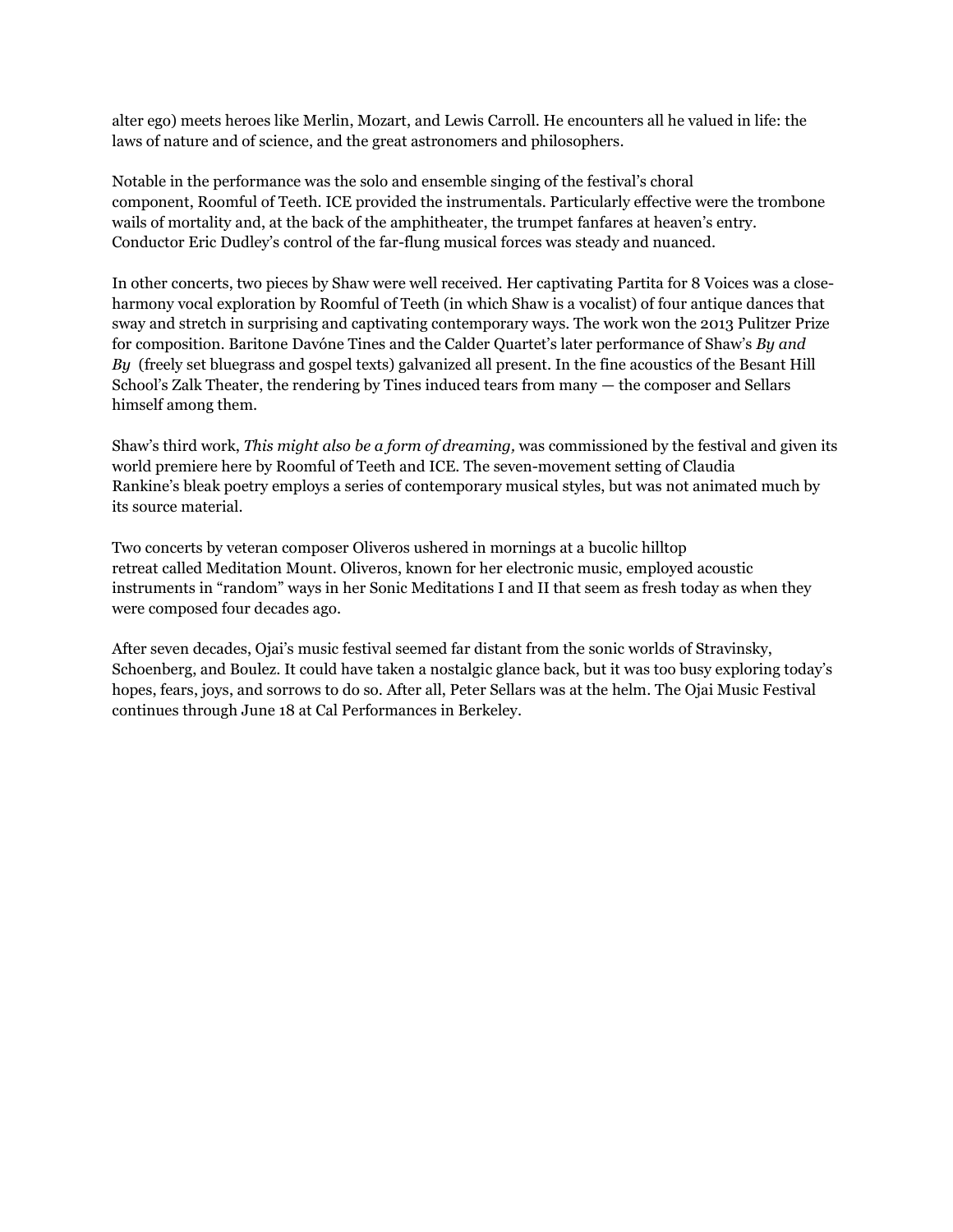alter ego) meets heroes like Merlin, Mozart, and Lewis Carroll. He encounters all he valued in life: the laws of nature and of science, and the great astronomers and philosophers.

Notable in the performance was the solo and ensemble singing of the festival's choral component, Roomful of Teeth. ICE provided the instrumentals. Particularly effective were the trombone wails of mortality and, at the back of the amphitheater, the trumpet fanfares at heaven's entry. Conductor Eric Dudley's control of the far-flung musical forces was steady and nuanced.

In other concerts, two pieces by Shaw were well received. Her captivating Partita for 8 Voices was a close-harmony vocal exploration by Roomful of Teeth (in which Shaw is a vocalist) of four antique dances that sway and stretch in surprising and captivating contemporary ways. The work won the 2013 Pulitzer Prize for composition. Baritone Davóne Tines and the Calder Quartet's later performance of Shaw's *By and By* (freely set bluegrass and gospel texts) galvanized all present. In the fine acoustics of the Besant Hill School's Zalk Theater, the rendering by Tines induced tears from many — the composer and Sellars himself among them.

Shaw's third work, *This might also be a form of dreaming,* was commissioned by the festival and given its world premiere here by Roomful of Teeth and ICE. The seven-movement setting of Claudia Rankine's bleak poetry employs a series of contemporary musical styles, but was not animated much by its source material.

Two concerts by veteran composer Oliveros ushered in mornings at a bucolic hilltop retreat called Meditation Mount. Oliveros, known for her electronic music, employed acoustic instruments in "random" ways in her Sonic Meditations I and II that seem as fresh today as when they were composed four decades ago.

After seven decades, Ojai's music festival seemed far distant from the sonic worlds of Stravinsky, Schoenberg, and Boulez. It could have taken a nostalgic glance back, but it was too busy exploring today's hopes, fears, joys, and sorrows to do so. After all, Peter Sellars was at the helm. The Ojai Music Festival continues through June 18 at Cal Performances in Berkeley.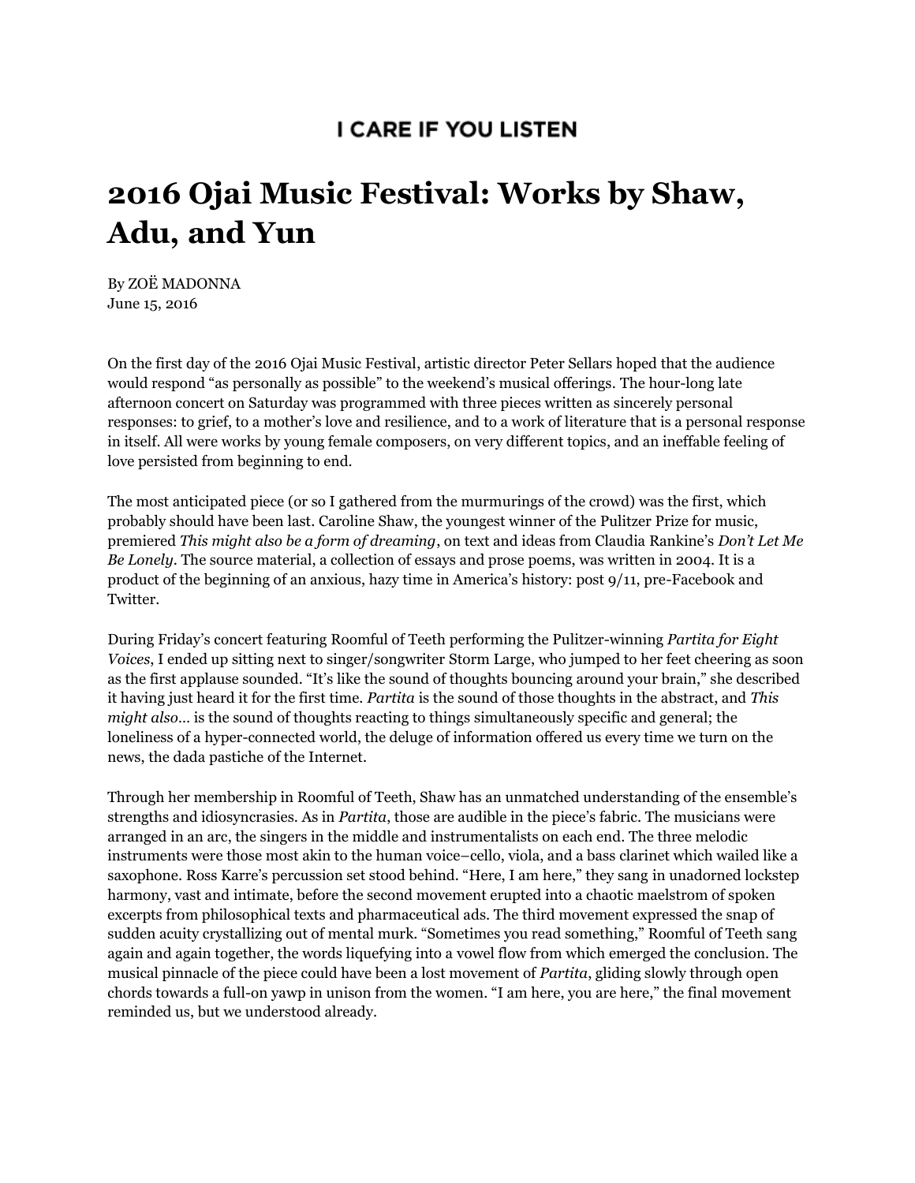I CARE IF YOU LISTEN

# 2016 Ojai Music Festival: Works by Shaw, Adu, and Yun

By ZOË MADONNA
June 15, 2016

On the first day of the 2016 Ojai Music Festival, artistic director Peter Sellars hoped that the audience would respond "as personally as possible" to the weekend's musical offerings. The hour-long late afternoon concert on Saturday was programmed with three pieces written as sincerely personal responses: to grief, to a mother's love and resilience, and to a work of literature that is a personal response in itself. All were works by young female composers, on very different topics, and an ineffable feeling of love persisted from beginning to end.

The most anticipated piece (or so I gathered from the murmurings of the crowd) was the first, which probably should have been last. Caroline Shaw, the youngest winner of the Pulitzer Prize for music, premiered *This might also be a form of dreaming*, on text and ideas from Claudia Rankine's *Don't Let Me Be Lonely*. The source material, a collection of essays and prose poems, was written in 2004. It is a product of the beginning of an anxious, hazy time in America's history: post 9/11, pre-Facebook and Twitter.

During Friday's concert featuring Roomful of Teeth performing the Pulitzer-winning *Partita for Eight Voices*, I ended up sitting next to singer/songwriter Storm Large, who jumped to her feet cheering as soon as the first applause sounded. "It's like the sound of thoughts bouncing around your brain," she described it having just heard it for the first time. *Partita* is the sound of those thoughts in the abstract, and *This might also…* is the sound of thoughts reacting to things simultaneously specific and general; the loneliness of a hyper-connected world, the deluge of information offered us every time we turn on the news, the dada pastiche of the Internet.

Through her membership in Roomful of Teeth, Shaw has an unmatched understanding of the ensemble's strengths and idiosyncrasies. As in *Partita*, those are audible in the piece's fabric. The musicians were arranged in an arc, the singers in the middle and instrumentalists on each end. The three melodic instruments were those most akin to the human voice–cello, viola, and a bass clarinet which wailed like a saxophone. Ross Karre's percussion set stood behind. "Here, I am here," they sang in unadorned lockstep harmony, vast and intimate, before the second movement erupted into a chaotic maelstrom of spoken excerpts from philosophical texts and pharmaceutical ads. The third movement expressed the snap of sudden acuity crystallizing out of mental murk. "Sometimes you read something," Roomful of Teeth sang again and again together, the words liquefying into a vowel flow from which emerged the conclusion. The musical pinnacle of the piece could have been a lost movement of *Partita*, gliding slowly through open chords towards a full-on yawp in unison from the women. "I am here, you are here," the final movement reminded us, but we understood already.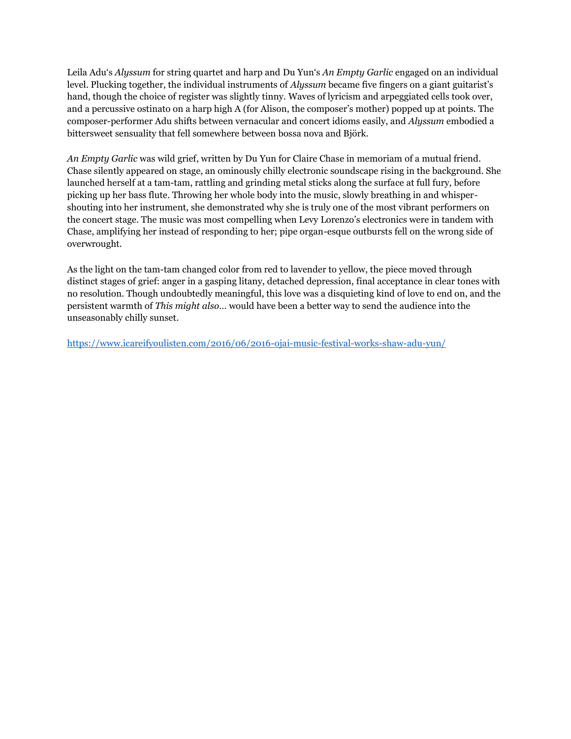Leila Adu's *Alyssum* for string quartet and harp and Du Yun's *An Empty Garlic* engaged on an individual level. Plucking together, the individual instruments of *Alyssum* became five fingers on a giant guitarist's hand, though the choice of register was slightly tinny. Waves of lyricism and arpeggiated cells took over, and a percussive ostinato on a harp high A (for Alison, the composer's mother) popped up at points. The composer-performer Adu shifts between vernacular and concert idioms easily, and *Alyssum* embodied a bittersweet sensuality that fell somewhere between bossa nova and Björk.

*An Empty Garlic* was wild grief, written by Du Yun for Claire Chase in memoriam of a mutual friend. Chase silently appeared on stage, an ominously chilly electronic soundscape rising in the background. She launched herself at a tam-tam, rattling and grinding metal sticks along the surface at full fury, before picking up her bass flute. Throwing her whole body into the music, slowly breathing in and whisper-shouting into her instrument, she demonstrated why she is truly one of the most vibrant performers on the concert stage. The music was most compelling when Levy Lorenzo's electronics were in tandem with Chase, amplifying her instead of responding to her; pipe organ-esque outbursts fell on the wrong side of overwrought.

As the light on the tam-tam changed color from red to lavender to yellow, the piece moved through distinct stages of grief: anger in a gasping litany, detached depression, final acceptance in clear tones with no resolution. Though undoubtedly meaningful, this love was a disquieting kind of love to end on, and the persistent warmth of *This might also…* would have been a better way to send the audience into the unseasonably chilly sunset.

https://www.icareifyoulisten.com/2016/06/2016-ojai-music-festival-works-shaw-adu-yun/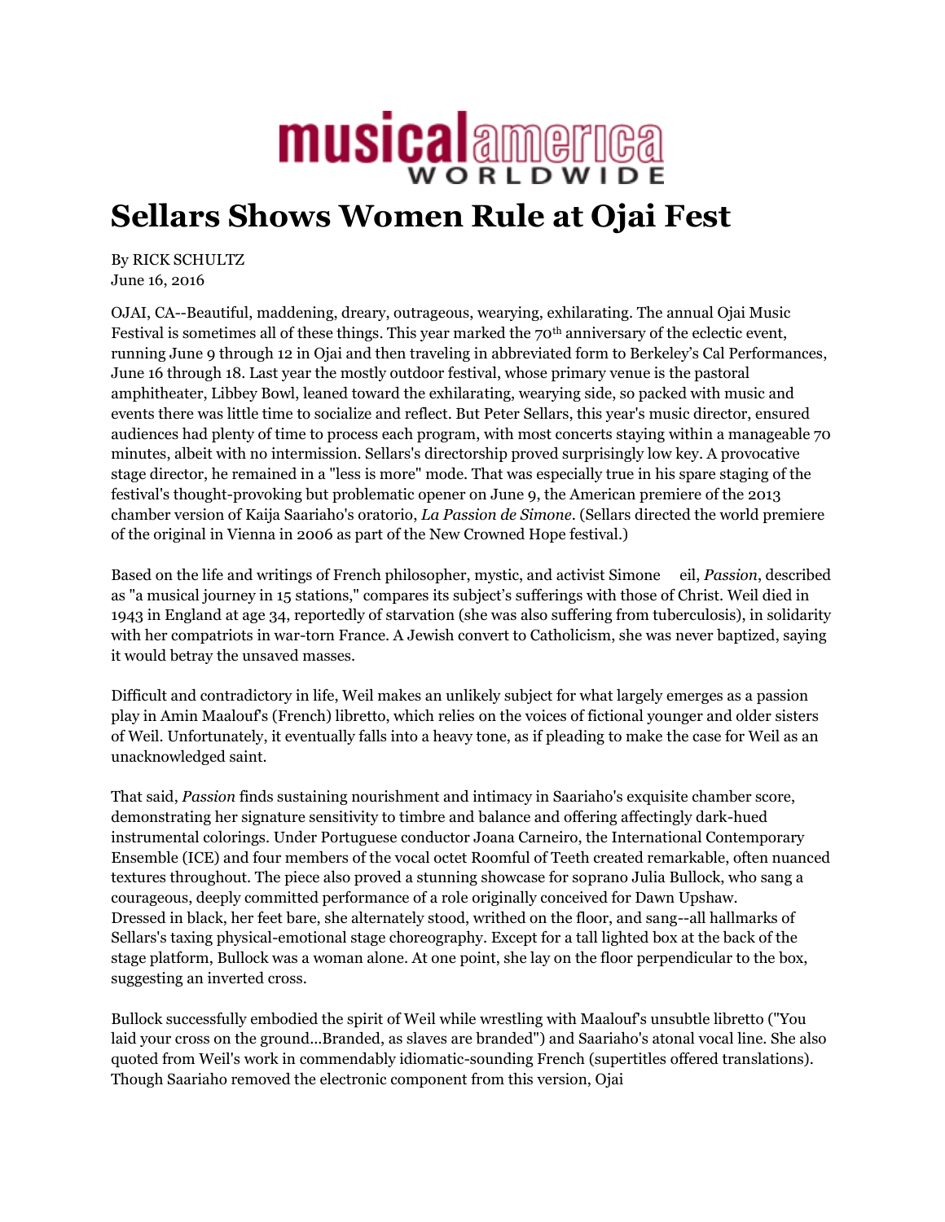# Sellars Shows Women Rule at Ojai Fest

By RICK SCHULTZ
June 16, 2016

OJAI, CA--Beautiful, maddening, dreary, outrageous, wearying, exhilarating. The annual Ojai Music Festival is sometimes all of these things. This year marked the 70th anniversary of the eclectic event, running June 9 through 12 in Ojai and then traveling in abbreviated form to Berkeley's Cal Performances, June 16 through 18. Last year the mostly outdoor festival, whose primary venue is the pastoral amphitheater, Libbey Bowl, leaned toward the exhilarating, wearying side, so packed with music and events there was little time to socialize and reflect. But Peter Sellars, this year's music director, ensured audiences had plenty of time to process each program, with most concerts staying within a manageable 70 minutes, albeit with no intermission. Sellars's directorship proved surprisingly low key. A provocative stage director, he remained in a "less is more" mode. That was especially true in his spare staging of the festival's thought-provoking but problematic opener on June 9, the American premiere of the 2013 chamber version of Kaija Saariaho's oratorio, *La Passion de Simone*. (Sellars directed the world premiere of the original in Vienna in 2006 as part of the New Crowned Hope festival.)

Based on the life and writings of French philosopher, mystic, and activist Simone eil, *Passion*, described as "a musical journey in 15 stations," compares its subject's sufferings with those of Christ. Weil died in 1943 in England at age 34, reportedly of starvation (she was also suffering from tuberculosis), in solidarity with her compatriots in war-torn France. A Jewish convert to Catholicism, she was never baptized, saying it would betray the unsaved masses.

Difficult and contradictory in life, Weil makes an unlikely subject for what largely emerges as a passion play in Amin Maalouf's (French) libretto, which relies on the voices of fictional younger and older sisters of Weil. Unfortunately, it eventually falls into a heavy tone, as if pleading to make the case for Weil as an unacknowledged saint.

That said, *Passion* finds sustaining nourishment and intimacy in Saariaho's exquisite chamber score, demonstrating her signature sensitivity to timbre and balance and offering affectingly dark-hued instrumental colorings. Under Portuguese conductor Joana Carneiro, the International Contemporary Ensemble (ICE) and four members of the vocal octet Roomful of Teeth created remarkable, often nuanced textures throughout. The piece also proved a stunning showcase for soprano Julia Bullock, who sang a courageous, deeply committed performance of a role originally conceived for Dawn Upshaw. Dressed in black, her feet bare, she alternately stood, writhed on the floor, and sang--all hallmarks of Sellars's taxing physical-emotional stage choreography. Except for a tall lighted box at the back of the stage platform, Bullock was a woman alone. At one point, she lay on the floor perpendicular to the box, suggesting an inverted cross.

Bullock successfully embodied the spirit of Weil while wrestling with Maalouf's unsubtle libretto ("You laid your cross on the ground...Branded, as slaves are branded") and Saariaho's atonal vocal line. She also quoted from Weil's work in commendably idiomatic-sounding French (supertitles offered translations). Though Saariaho removed the electronic component from this version, Ojai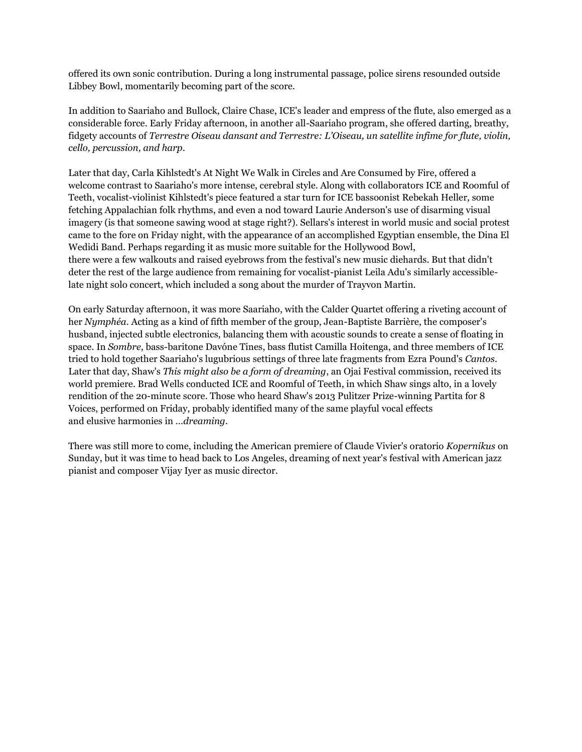offered its own sonic contribution. During a long instrumental passage, police sirens resounded outside Libbey Bowl, momentarily becoming part of the score.

In addition to Saariaho and Bullock, Claire Chase, ICE's leader and empress of the flute, also emerged as a considerable force. Early Friday afternoon, in another all-Saariaho program, she offered darting, breathy, fidgety accounts of *Terrestre Oiseau dansant and Terrestre: L'Oiseau, un satellite infime for flute, violin, cello, percussion, and harp*.

Later that day, Carla Kihlstedt's At Night We Walk in Circles and Are Consumed by Fire, offered a welcome contrast to Saariaho's more intense, cerebral style. Along with collaborators ICE and Roomful of Teeth, vocalist-violinist Kihlstedt's piece featured a star turn for ICE bassoonist Rebekah Heller, some fetching Appalachian folk rhythms, and even a nod toward Laurie Anderson's use of disarming visual imagery (is that someone sawing wood at stage right?). Sellars's interest in world music and social protest came to the fore on Friday night, with the appearance of an accomplished Egyptian ensemble, the Dina El Wedidi Band. Perhaps regarding it as music more suitable for the Hollywood Bowl, there were a few walkouts and raised eyebrows from the festival's new music diehards. But that didn't deter the rest of the large audience from remaining for vocalist-pianist Leila Adu's similarly accessible-late night solo concert, which included a song about the murder of Trayvon Martin.

On early Saturday afternoon, it was more Saariaho, with the Calder Quartet offering a riveting account of her *Nymphéa*. Acting as a kind of fifth member of the group, Jean-Baptiste Barrière, the composer's husband, injected subtle electronics, balancing them with acoustic sounds to create a sense of floating in space. In *Sombre*, bass-baritone Davóne Tines, bass flutist Camilla Hoitenga, and three members of ICE tried to hold together Saariaho's lugubrious settings of three late fragments from Ezra Pound's *Cantos*. Later that day, Shaw's *This might also be a form of dreaming*, an Ojai Festival commission, received its world premiere. Brad Wells conducted ICE and Roomful of Teeth, in which Shaw sings alto, in a lovely rendition of the 20-minute score. Those who heard Shaw's 2013 Pulitzer Prize-winning Partita for 8 Voices, performed on Friday, probably identified many of the same playful vocal effects and elusive harmonies in *...dreaming*.

There was still more to come, including the American premiere of Claude Vivier's oratorio *Kopernikus* on Sunday, but it was time to head back to Los Angeles, dreaming of next year's festival with American jazz pianist and composer Vijay Iyer as music director.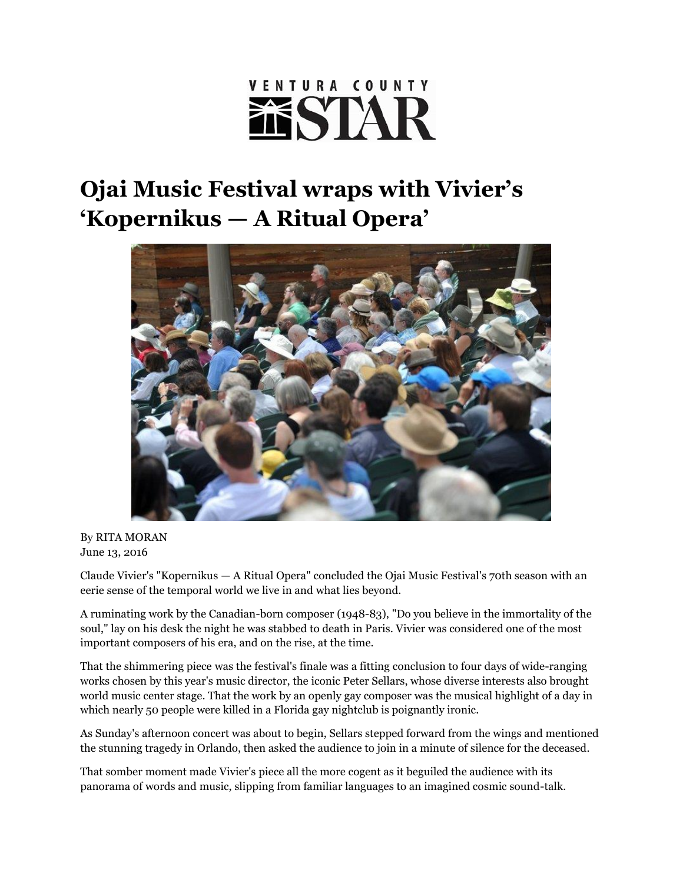VENTURA COUNTY STAR

# Ojai Music Festival wraps with Vivier's 'Kopernikus — A Ritual Opera'

By RITA MORAN
June 13, 2016

Claude Vivier's "Kopernikus — A Ritual Opera" concluded the Ojai Music Festival's 70th season with an eerie sense of the temporal world we live in and what lies beyond.

A ruminating work by the Canadian-born composer (1948-83), "Do you believe in the immortality of the soul," lay on his desk the night he was stabbed to death in Paris. Vivier was considered one of the most important composers of his era, and on the rise, at the time.

That the shimmering piece was the festival's finale was a fitting conclusion to four days of wide-ranging works chosen by this year's music director, the iconic Peter Sellars, whose diverse interests also brought world music center stage. That the work by an openly gay composer was the musical highlight of a day in which nearly 50 people were killed in a Florida gay nightclub is poignantly ironic.

As Sunday's afternoon concert was about to begin, Sellars stepped forward from the wings and mentioned the stunning tragedy in Orlando, then asked the audience to join in a minute of silence for the deceased.

That somber moment made Vivier's piece all the more cogent as it beguiled the audience with its panorama of words and music, slipping from familiar languages to an imagined cosmic sound-talk.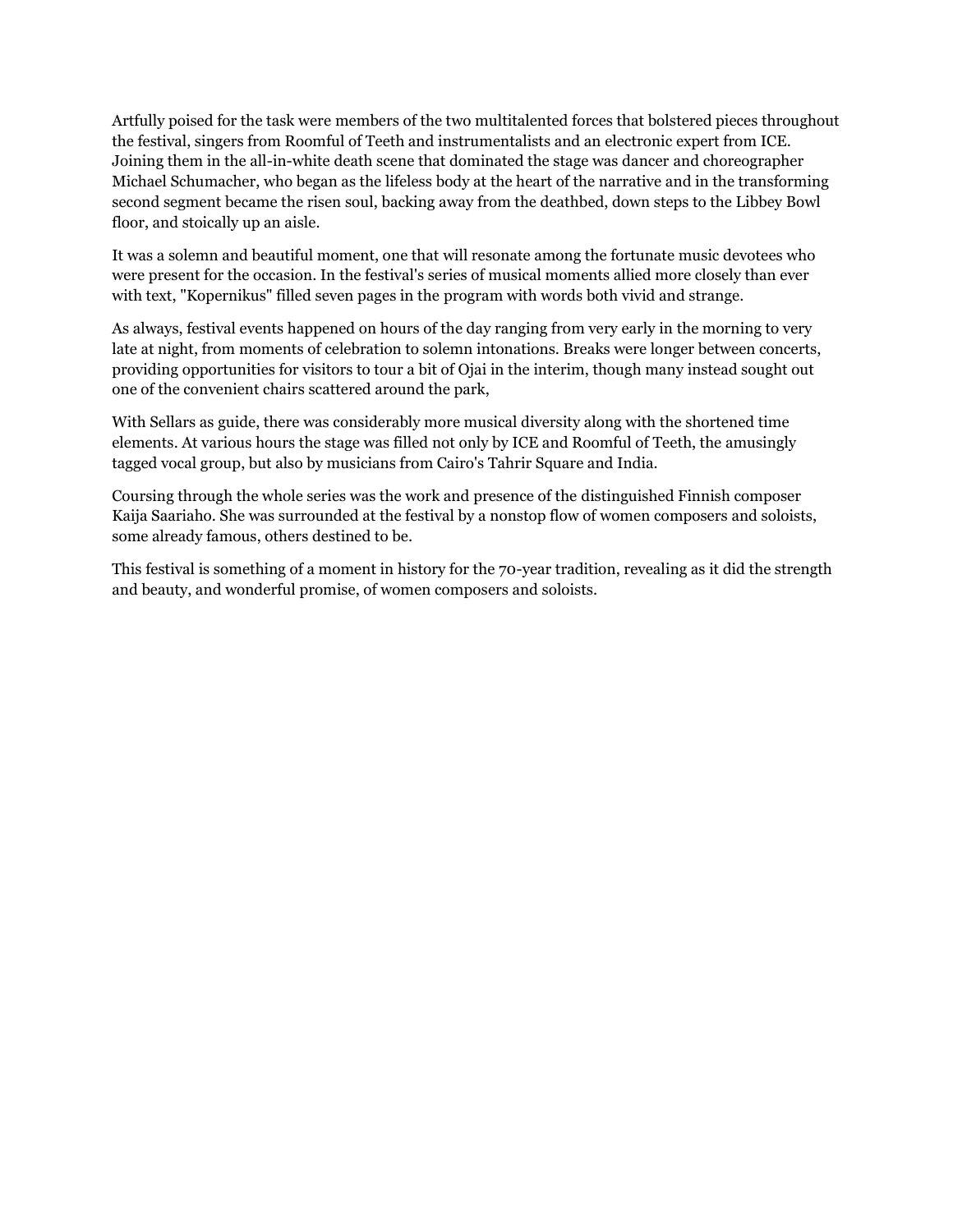Artfully poised for the task were members of the two multitalented forces that bolstered pieces throughout the festival, singers from Roomful of Teeth and instrumentalists and an electronic expert from ICE. Joining them in the all-in-white death scene that dominated the stage was dancer and choreographer Michael Schumacher, who began as the lifeless body at the heart of the narrative and in the transforming second segment became the risen soul, backing away from the deathbed, down steps to the Libbey Bowl floor, and stoically up an aisle.

It was a solemn and beautiful moment, one that will resonate among the fortunate music devotees who were present for the occasion. In the festival's series of musical moments allied more closely than ever with text, "Kopernikus" filled seven pages in the program with words both vivid and strange.

As always, festival events happened on hours of the day ranging from very early in the morning to very late at night, from moments of celebration to solemn intonations. Breaks were longer between concerts, providing opportunities for visitors to tour a bit of Ojai in the interim, though many instead sought out one of the convenient chairs scattered around the park,

With Sellars as guide, there was considerably more musical diversity along with the shortened time elements. At various hours the stage was filled not only by ICE and Roomful of Teeth, the amusingly tagged vocal group, but also by musicians from Cairo's Tahrir Square and India.

Coursing through the whole series was the work and presence of the distinguished Finnish composer Kaija Saariaho. She was surrounded at the festival by a nonstop flow of women composers and soloists, some already famous, others destined to be.

This festival is something of a moment in history for the 70-year tradition, revealing as it did the strength and beauty, and wonderful promise, of women composers and soloists.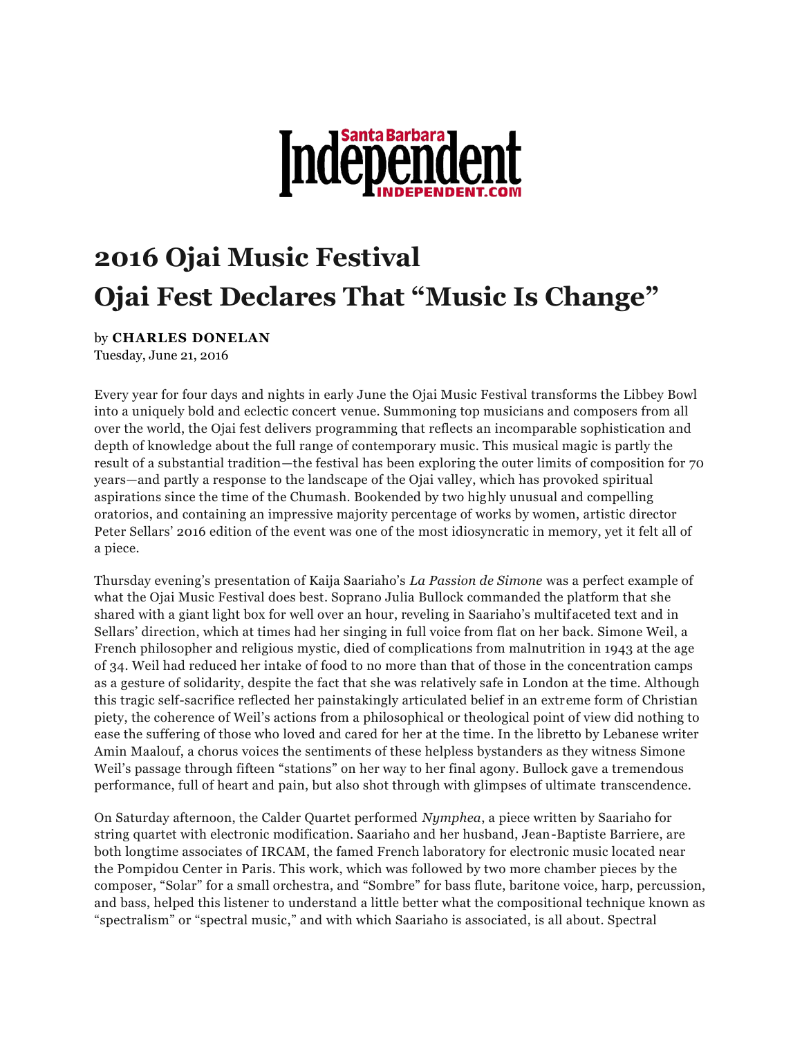Santa Barbara Independent
INDEPENDENT.COM

# 2016 Ojai Music Festival
# Ojai Fest Declares That "Music Is Change"

by **CHARLES DONELAN**
Tuesday, June 21, 2016

Every year for four days and nights in early June the Ojai Music Festival transforms the Libbey Bowl into a uniquely bold and eclectic concert venue. Summoning top musicians and composers from all over the world, the Ojai fest delivers programming that reflects an incomparable sophistication and depth of knowledge about the full range of contemporary music. This musical magic is partly the result of a substantial tradition—the festival has been exploring the outer limits of composition for 70 years—and partly a response to the landscape of the Ojai valley, which has provoked spiritual aspirations since the time of the Chumash. Bookended by two highly unusual and compelling oratorios, and containing an impressive majority percentage of works by women, artistic director Peter Sellars' 2016 edition of the event was one of the most idiosyncratic in memory, yet it felt all of a piece.

Thursday evening's presentation of Kaija Saariaho's *La Passion de Simone* was a perfect example of what the Ojai Music Festival does best. Soprano Julia Bullock commanded the platform that she shared with a giant light box for well over an hour, reveling in Saariaho's multifaceted text and in Sellars' direction, which at times had her singing in full voice from flat on her back. Simone Weil, a French philosopher and religious mystic, died of complications from malnutrition in 1943 at the age of 34. Weil had reduced her intake of food to no more than that of those in the concentration camps as a gesture of solidarity, despite the fact that she was relatively safe in London at the time. Although this tragic self-sacrifice reflected her painstakingly articulated belief in an extreme form of Christian piety, the coherence of Weil's actions from a philosophical or theological point of view did nothing to ease the suffering of those who loved and cared for her at the time. In the libretto by Lebanese writer Amin Maalouf, a chorus voices the sentiments of these helpless bystanders as they witness Simone Weil's passage through fifteen "stations" on her way to her final agony. Bullock gave a tremendous performance, full of heart and pain, but also shot through with glimpses of ultimate transcendence.

On Saturday afternoon, the Calder Quartet performed *Nymphea*, a piece written by Saariaho for string quartet with electronic modification. Saariaho and her husband, Jean-Baptiste Barriere, are both longtime associates of IRCAM, the famed French laboratory for electronic music located near the Pompidou Center in Paris. This work, which was followed by two more chamber pieces by the composer, "Solar" for a small orchestra, and "Sombre" for bass flute, baritone voice, harp, percussion, and bass, helped this listener to understand a little better what the compositional technique known as "spectralism" or "spectral music," and with which Saariaho is associated, is all about. Spectral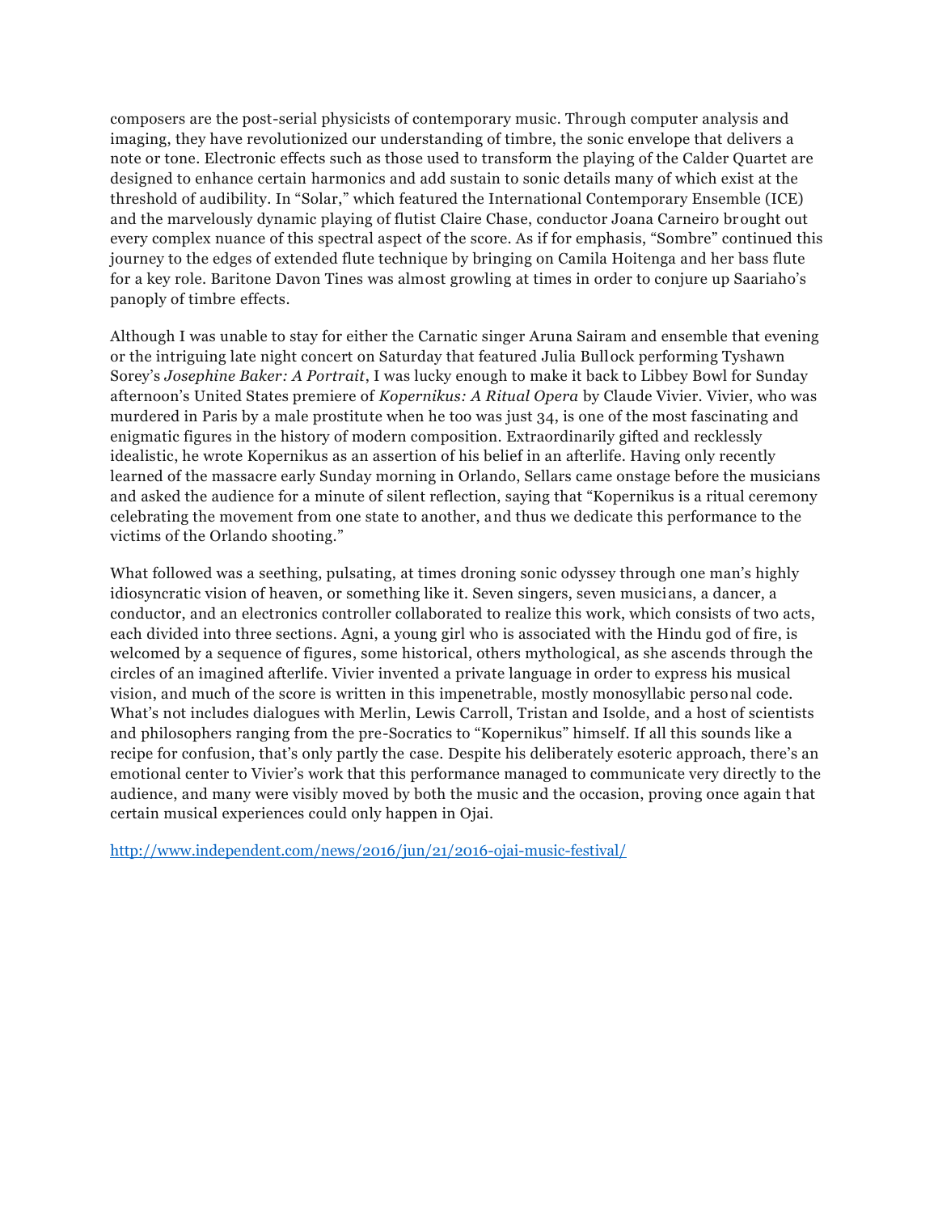composers are the post-serial physicists of contemporary music. Through computer analysis and imaging, they have revolutionized our understanding of timbre, the sonic envelope that delivers a note or tone. Electronic effects such as those used to transform the playing of the Calder Quartet are designed to enhance certain harmonics and add sustain to sonic details many of which exist at the threshold of audibility. In "Solar," which featured the International Contemporary Ensemble (ICE) and the marvelously dynamic playing of flutist Claire Chase, conductor Joana Carneiro brought out every complex nuance of this spectral aspect of the score. As if for emphasis, "Sombre" continued this journey to the edges of extended flute technique by bringing on Camila Hoitenga and her bass flute for a key role. Baritone Davon Tines was almost growling at times in order to conjure up Saariaho's panoply of timbre effects.

Although I was unable to stay for either the Carnatic singer Aruna Sairam and ensemble that evening or the intriguing late night concert on Saturday that featured Julia Bullock performing Tyshawn Sorey's *Josephine Baker: A Portrait*, I was lucky enough to make it back to Libbey Bowl for Sunday afternoon's United States premiere of *Kopernikus: A Ritual Opera* by Claude Vivier. Vivier, who was murdered in Paris by a male prostitute when he too was just 34, is one of the most fascinating and enigmatic figures in the history of modern composition. Extraordinarily gifted and recklessly idealistic, he wrote Kopernikus as an assertion of his belief in an afterlife. Having only recently learned of the massacre early Sunday morning in Orlando, Sellars came onstage before the musicians and asked the audience for a minute of silent reflection, saying that "Kopernikus is a ritual ceremony celebrating the movement from one state to another, and thus we dedicate this performance to the victims of the Orlando shooting."

What followed was a seething, pulsating, at times droning sonic odyssey through one man's highly idiosyncratic vision of heaven, or something like it. Seven singers, seven musicians, a dancer, a conductor, and an electronics controller collaborated to realize this work, which consists of two acts, each divided into three sections. Agni, a young girl who is associated with the Hindu god of fire, is welcomed by a sequence of figures, some historical, others mythological, as she ascends through the circles of an imagined afterlife. Vivier invented a private language in order to express his musical vision, and much of the score is written in this impenetrable, mostly monosyllabic personal code. What's not includes dialogues with Merlin, Lewis Carroll, Tristan and Isolde, and a host of scientists and philosophers ranging from the pre-Socratics to "Kopernikus" himself. If all this sounds like a recipe for confusion, that's only partly the case. Despite his deliberately esoteric approach, there's an emotional center to Vivier's work that this performance managed to communicate very directly to the audience, and many were visibly moved by both the music and the occasion, proving once again that certain musical experiences could only happen in Ojai.

http://www.independent.com/news/2016/jun/21/2016-ojai-music-festival/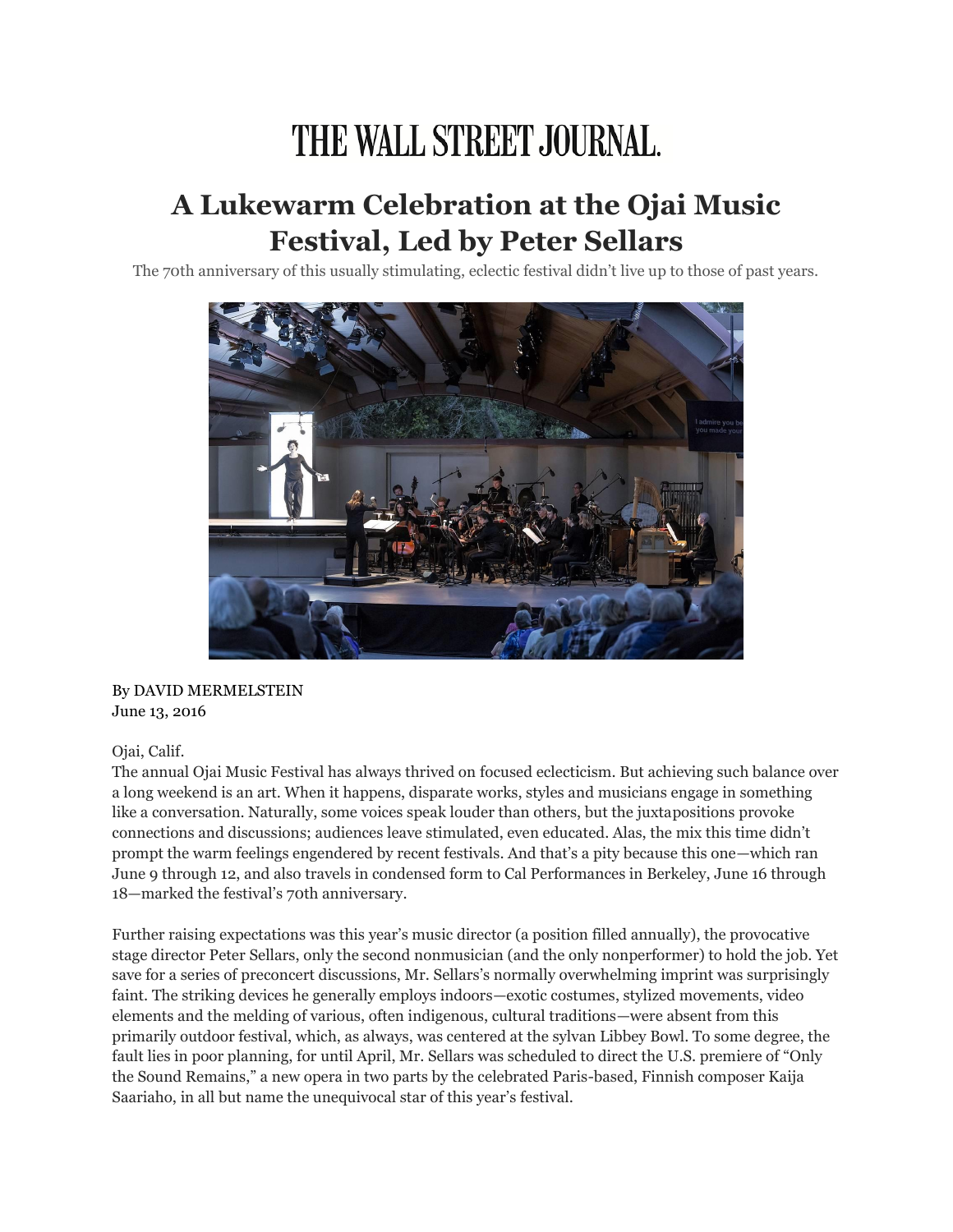# THE WALL STREET JOURNAL.

## A Lukewarm Celebration at the Ojai Music Festival, Led by Peter Sellars

The 70th anniversary of this usually stimulating, eclectic festival didn't live up to those of past years.

By DAVID MERMELSTEIN
June 13, 2016

Ojai, Calif.
The annual Ojai Music Festival has always thrived on focused eclecticism. But achieving such balance over a long weekend is an art. When it happens, disparate works, styles and musicians engage in something like a conversation. Naturally, some voices speak louder than others, but the juxtapositions provoke connections and discussions; audiences leave stimulated, even educated. Alas, the mix this time didn't prompt the warm feelings engendered by recent festivals. And that's a pity because this one—which ran June 9 through 12, and also travels in condensed form to Cal Performances in Berkeley, June 16 through 18—marked the festival's 70th anniversary.

Further raising expectations was this year's music director (a position filled annually), the provocative stage director Peter Sellars, only the second nonmusician (and the only nonperformer) to hold the job. Yet save for a series of preconcert discussions, Mr. Sellars's normally overwhelming imprint was surprisingly faint. The striking devices he generally employs indoors—exotic costumes, stylized movements, video elements and the melding of various, often indigenous, cultural traditions—were absent from this primarily outdoor festival, which, as always, was centered at the sylvan Libbey Bowl. To some degree, the fault lies in poor planning, for until April, Mr. Sellars was scheduled to direct the U.S. premiere of "Only the Sound Remains," a new opera in two parts by the celebrated Paris-based, Finnish composer Kaija Saariaho, in all but name the unequivocal star of this year's festival.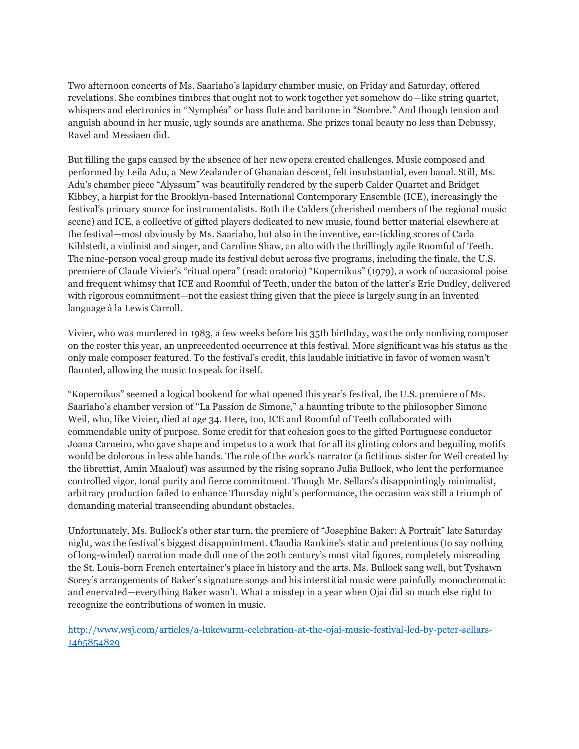Two afternoon concerts of Ms. Saariaho's lapidary chamber music, on Friday and Saturday, offered revelations. She combines timbres that ought not to work together yet somehow do—like string quartet, whispers and electronics in "Nymphéa" or bass flute and baritone in "Sombre." And though tension and anguish abound in her music, ugly sounds are anathema. She prizes tonal beauty no less than Debussy, Ravel and Messiaen did.

But filling the gaps caused by the absence of her new opera created challenges. Music composed and performed by Leila Adu, a New Zealander of Ghanaian descent, felt insubstantial, even banal. Still, Ms. Adu's chamber piece "Alyssum" was beautifully rendered by the superb Calder Quartet and Bridget Kibbey, a harpist for the Brooklyn-based International Contemporary Ensemble (ICE), increasingly the festival's primary source for instrumentalists. Both the Calders (cherished members of the regional music scene) and ICE, a collective of gifted players dedicated to new music, found better material elsewhere at the festival—most obviously by Ms. Saariaho, but also in the inventive, ear-tickling scores of Carla Kihlstedt, a violinist and singer, and Caroline Shaw, an alto with the thrillingly agile Roomful of Teeth. The nine-person vocal group made its festival debut across five programs, including the finale, the U.S. premiere of Claude Vivier's "ritual opera" (read: oratorio) "Kopernikus" (1979), a work of occasional poise and frequent whimsy that ICE and Roomful of Teeth, under the baton of the latter's Eric Dudley, delivered with rigorous commitment—not the easiest thing given that the piece is largely sung in an invented language à la Lewis Carroll.

Vivier, who was murdered in 1983, a few weeks before his 35th birthday, was the only nonliving composer on the roster this year, an unprecedented occurrence at this festival. More significant was his status as the only male composer featured. To the festival's credit, this laudable initiative in favor of women wasn't flaunted, allowing the music to speak for itself.

"Kopernikus" seemed a logical bookend for what opened this year's festival, the U.S. premiere of Ms. Saariaho's chamber version of "La Passion de Simone," a haunting tribute to the philosopher Simone Weil, who, like Vivier, died at age 34. Here, too, ICE and Roomful of Teeth collaborated with commendable unity of purpose. Some credit for that cohesion goes to the gifted Portuguese conductor Joana Carneiro, who gave shape and impetus to a work that for all its glinting colors and beguiling motifs would be dolorous in less able hands. The role of the work's narrator (a fictitious sister for Weil created by the librettist, Amin Maalouf) was assumed by the rising soprano Julia Bullock, who lent the performance controlled vigor, tonal purity and fierce commitment. Though Mr. Sellars's disappointingly minimalist, arbitrary production failed to enhance Thursday night's performance, the occasion was still a triumph of demanding material transcending abundant obstacles.

Unfortunately, Ms. Bullock's other star turn, the premiere of "Josephine Baker: A Portrait" late Saturday night, was the festival's biggest disappointment. Claudia Rankine's static and pretentious (to say nothing of long-winded) narration made dull one of the 20th century's most vital figures, completely misreading the St. Louis-born French entertainer's place in history and the arts. Ms. Bullock sang well, but Tyshawn Sorey's arrangements of Baker's signature songs and his interstitial music were painfully monochromatic and enervated—everything Baker wasn't. What a misstep in a year when Ojai did so much else right to recognize the contributions of women in music.

http://www.wsj.com/articles/a-lukewarm-celebration-at-the-ojai-music-festival-led-by-peter-sellars-1465854829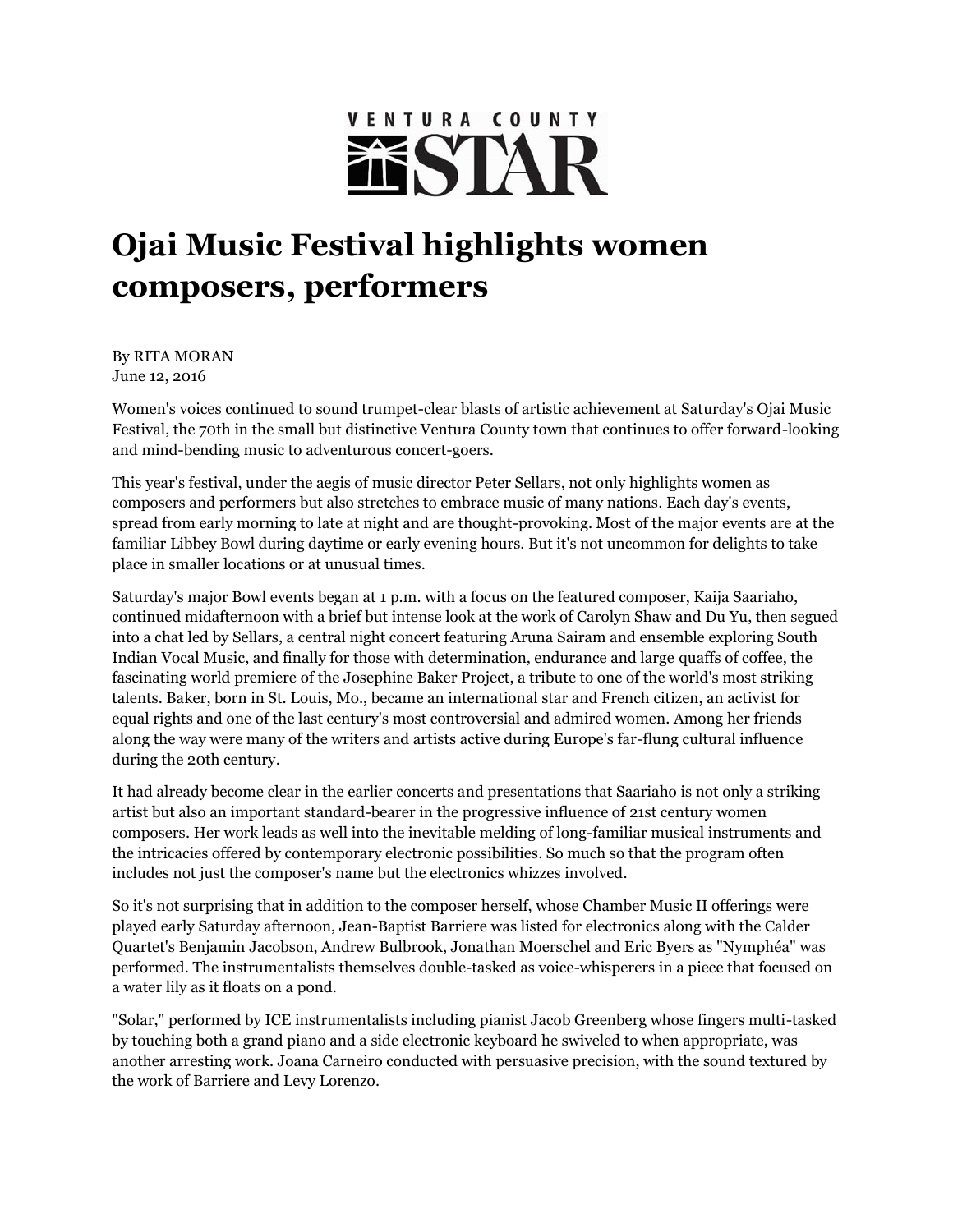VENTURA COUNTY STAR

# Ojai Music Festival highlights women composers, performers

By RITA MORAN
June 12, 2016

Women's voices continued to sound trumpet-clear blasts of artistic achievement at Saturday's Ojai Music Festival, the 70th in the small but distinctive Ventura County town that continues to offer forward-looking and mind-bending music to adventurous concert-goers.

This year's festival, under the aegis of music director Peter Sellars, not only highlights women as composers and performers but also stretches to embrace music of many nations. Each day's events, spread from early morning to late at night and are thought-provoking. Most of the major events are at the familiar Libbey Bowl during daytime or early evening hours. But it's not uncommon for delights to take place in smaller locations or at unusual times.

Saturday's major Bowl events began at 1 p.m. with a focus on the featured composer, Kaija Saariaho, continued midafternoon with a brief but intense look at the work of Carolyn Shaw and Du Yu, then segued into a chat led by Sellars, a central night concert featuring Aruna Sairam and ensemble exploring South Indian Vocal Music, and finally for those with determination, endurance and large quaffs of coffee, the fascinating world premiere of the Josephine Baker Project, a tribute to one of the world's most striking talents. Baker, born in St. Louis, Mo., became an international star and French citizen, an activist for equal rights and one of the last century's most controversial and admired women. Among her friends along the way were many of the writers and artists active during Europe's far-flung cultural influence during the 20th century.

It had already become clear in the earlier concerts and presentations that Saariaho is not only a striking artist but also an important standard-bearer in the progressive influence of 21st century women composers. Her work leads as well into the inevitable melding of long-familiar musical instruments and the intricacies offered by contemporary electronic possibilities. So much so that the program often includes not just the composer's name but the electronics whizzes involved.

So it's not surprising that in addition to the composer herself, whose Chamber Music II offerings were played early Saturday afternoon, Jean-Baptist Barriere was listed for electronics along with the Calder Quartet's Benjamin Jacobson, Andrew Bulbrook, Jonathan Moerschel and Eric Byers as "Nymphéa" was performed. The instrumentalists themselves double-tasked as voice-whisperers in a piece that focused on a water lily as it floats on a pond.

"Solar," performed by ICE instrumentalists including pianist Jacob Greenberg whose fingers multi-tasked by touching both a grand piano and a side electronic keyboard he swiveled to when appropriate, was another arresting work. Joana Carneiro conducted with persuasive precision, with the sound textured by the work of Barriere and Levy Lorenzo.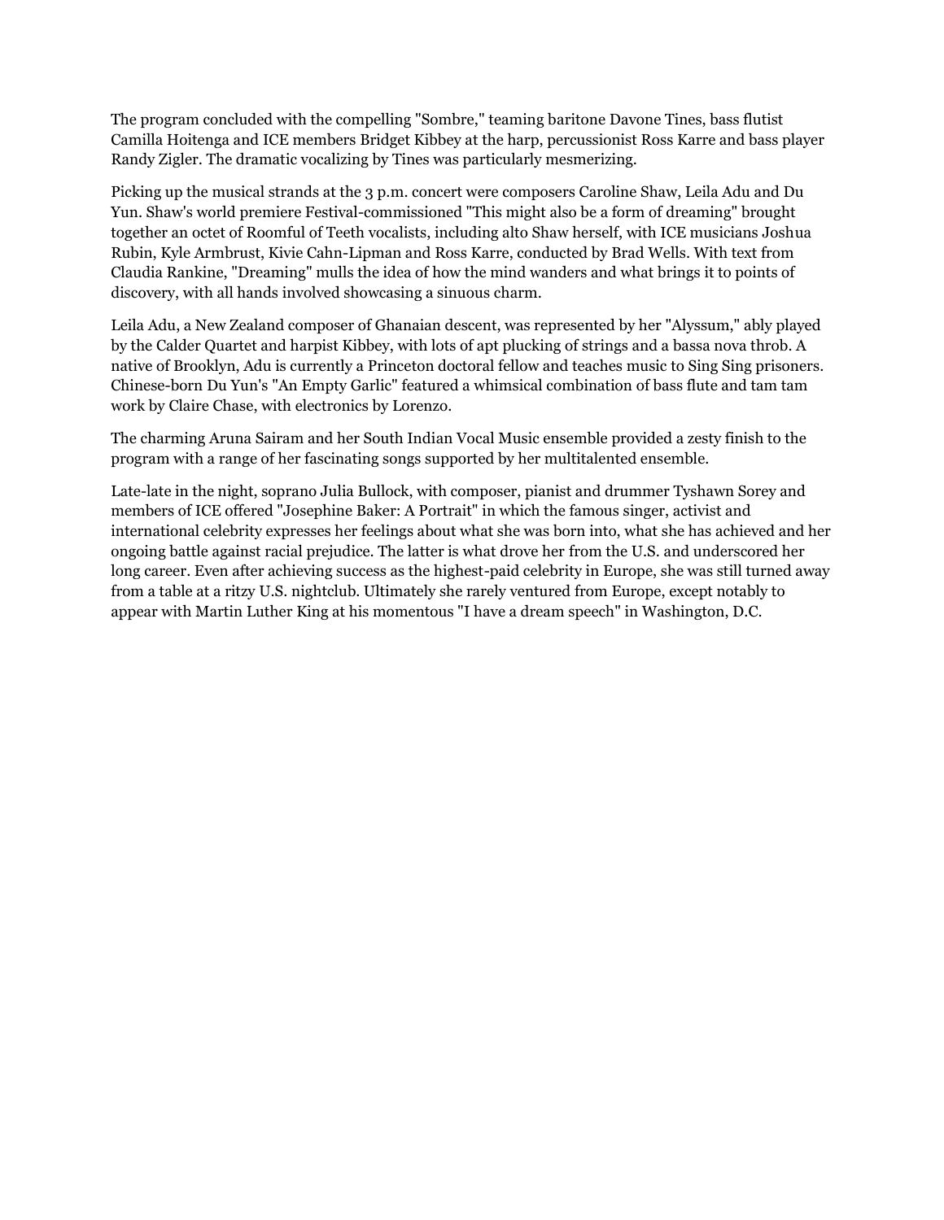The program concluded with the compelling "Sombre," teaming baritone Davone Tines, bass flutist Camilla Hoitenga and ICE members Bridget Kibbey at the harp, percussionist Ross Karre and bass player Randy Zigler. The dramatic vocalizing by Tines was particularly mesmerizing.

Picking up the musical strands at the 3 p.m. concert were composers Caroline Shaw, Leila Adu and Du Yun. Shaw's world premiere Festival-commissioned "This might also be a form of dreaming" brought together an octet of Roomful of Teeth vocalists, including alto Shaw herself, with ICE musicians Joshua Rubin, Kyle Armbrust, Kivie Cahn-Lipman and Ross Karre, conducted by Brad Wells. With text from Claudia Rankine, "Dreaming" mulls the idea of how the mind wanders and what brings it to points of discovery, with all hands involved showcasing a sinuous charm.

Leila Adu, a New Zealand composer of Ghanaian descent, was represented by her "Alyssum," ably played by the Calder Quartet and harpist Kibbey, with lots of apt plucking of strings and a bassa nova throb. A native of Brooklyn, Adu is currently a Princeton doctoral fellow and teaches music to Sing Sing prisoners. Chinese-born Du Yun's "An Empty Garlic" featured a whimsical combination of bass flute and tam tam work by Claire Chase, with electronics by Lorenzo.

The charming Aruna Sairam and her South Indian Vocal Music ensemble provided a zesty finish to the program with a range of her fascinating songs supported by her multitalented ensemble.

Late-late in the night, soprano Julia Bullock, with composer, pianist and drummer Tyshawn Sorey and members of ICE offered "Josephine Baker: A Portrait" in which the famous singer, activist and international celebrity expresses her feelings about what she was born into, what she has achieved and her ongoing battle against racial prejudice. The latter is what drove her from the U.S. and underscored her long career. Even after achieving success as the highest-paid celebrity in Europe, she was still turned away from a table at a ritzy U.S. nightclub. Ultimately she rarely ventured from Europe, except notably to appear with Martin Luther King at his momentous "I have a dream speech" in Washington, D.C.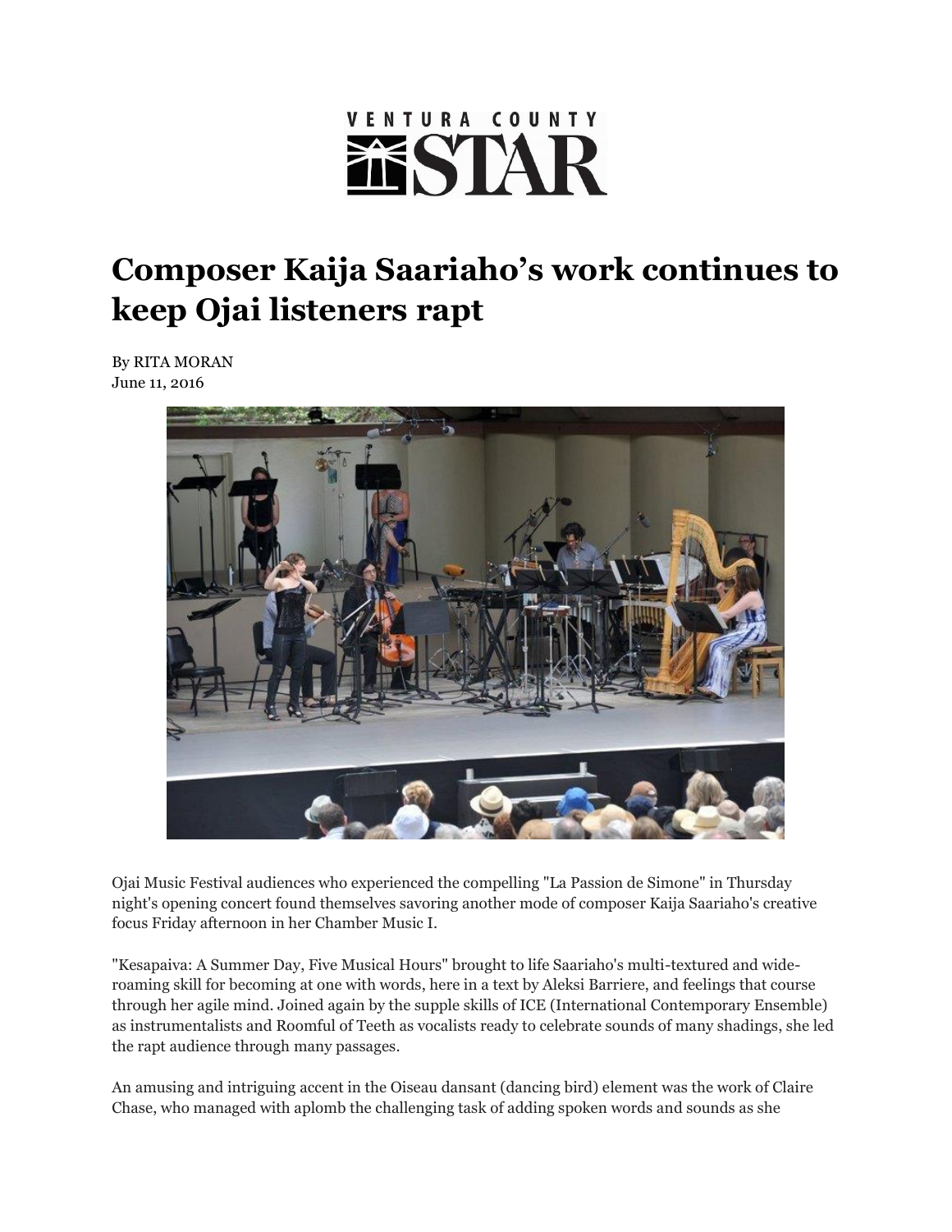VENTURA COUNTY STAR

# Composer Kaija Saariaho's work continues to keep Ojai listeners rapt

By RITA MORAN
June 11, 2016

Ojai Music Festival audiences who experienced the compelling "La Passion de Simone" in Thursday night's opening concert found themselves savoring another mode of composer Kaija Saariaho's creative focus Friday afternoon in her Chamber Music I.

"Kesapaiva: A Summer Day, Five Musical Hours" brought to life Saariaho's multi-textured and wide-roaming skill for becoming at one with words, here in a text by Aleksi Barriere, and feelings that course through her agile mind. Joined again by the supple skills of ICE (International Contemporary Ensemble) as instrumentalists and Roomful of Teeth as vocalists ready to celebrate sounds of many shadings, she led the rapt audience through many passages.

An amusing and intriguing accent in the Oiseau dansant (dancing bird) element was the work of Claire Chase, who managed with aplomb the challenging task of adding spoken words and sounds as she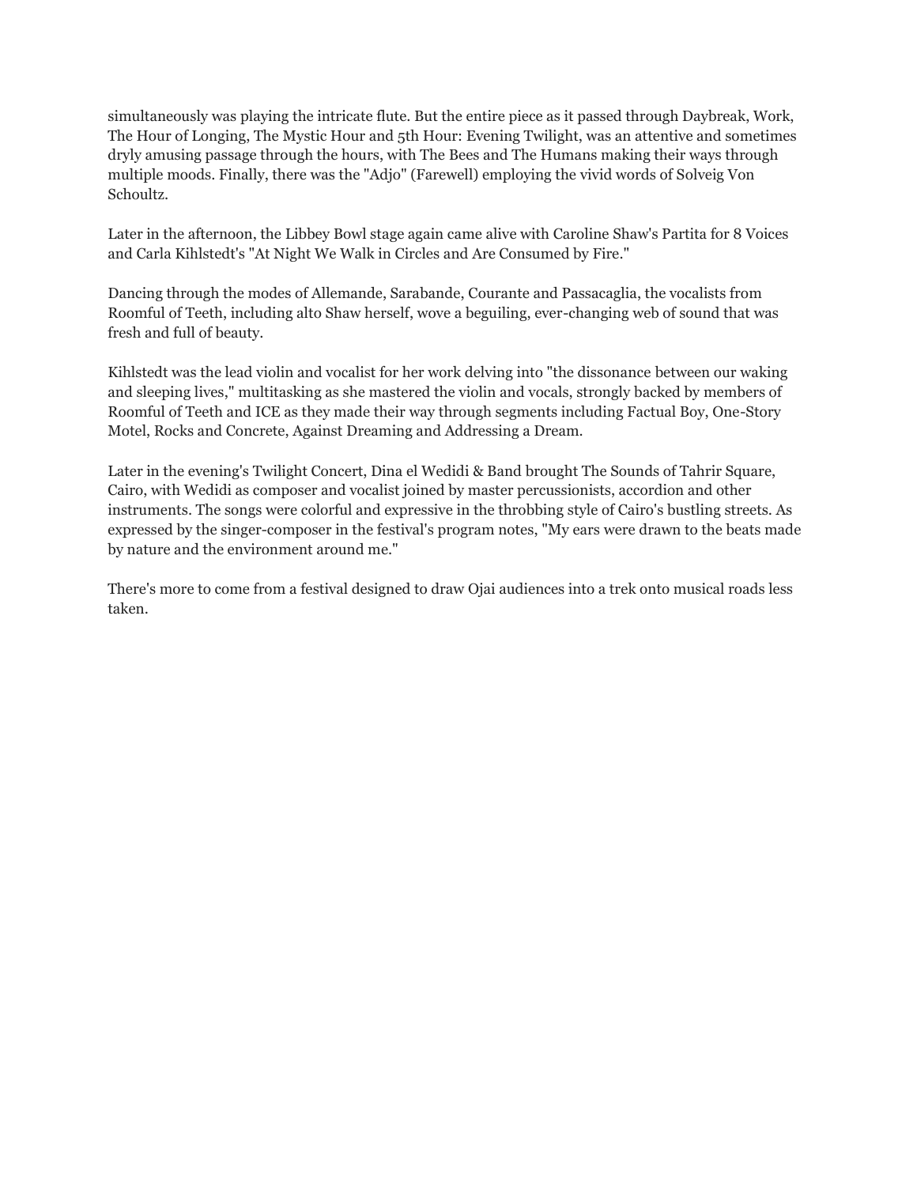simultaneously was playing the intricate flute. But the entire piece as it passed through Daybreak, Work, The Hour of Longing, The Mystic Hour and 5th Hour: Evening Twilight, was an attentive and sometimes dryly amusing passage through the hours, with The Bees and The Humans making their ways through multiple moods. Finally, there was the "Adjo" (Farewell) employing the vivid words of Solveig Von Schoultz.

Later in the afternoon, the Libbey Bowl stage again came alive with Caroline Shaw's Partita for 8 Voices and Carla Kihlstedt's "At Night We Walk in Circles and Are Consumed by Fire."

Dancing through the modes of Allemande, Sarabande, Courante and Passacaglia, the vocalists from Roomful of Teeth, including alto Shaw herself, wove a beguiling, ever-changing web of sound that was fresh and full of beauty.

Kihlstedt was the lead violin and vocalist for her work delving into "the dissonance between our waking and sleeping lives," multitasking as she mastered the violin and vocals, strongly backed by members of Roomful of Teeth and ICE as they made their way through segments including Factual Boy, One-Story Motel, Rocks and Concrete, Against Dreaming and Addressing a Dream.

Later in the evening's Twilight Concert, Dina el Wedidi & Band brought The Sounds of Tahrir Square, Cairo, with Wedidi as composer and vocalist joined by master percussionists, accordion and other instruments. The songs were colorful and expressive in the throbbing style of Cairo's bustling streets. As expressed by the singer-composer in the festival's program notes, "My ears were drawn to the beats made by nature and the environment around me."

There's more to come from a festival designed to draw Ojai audiences into a trek onto musical roads less taken.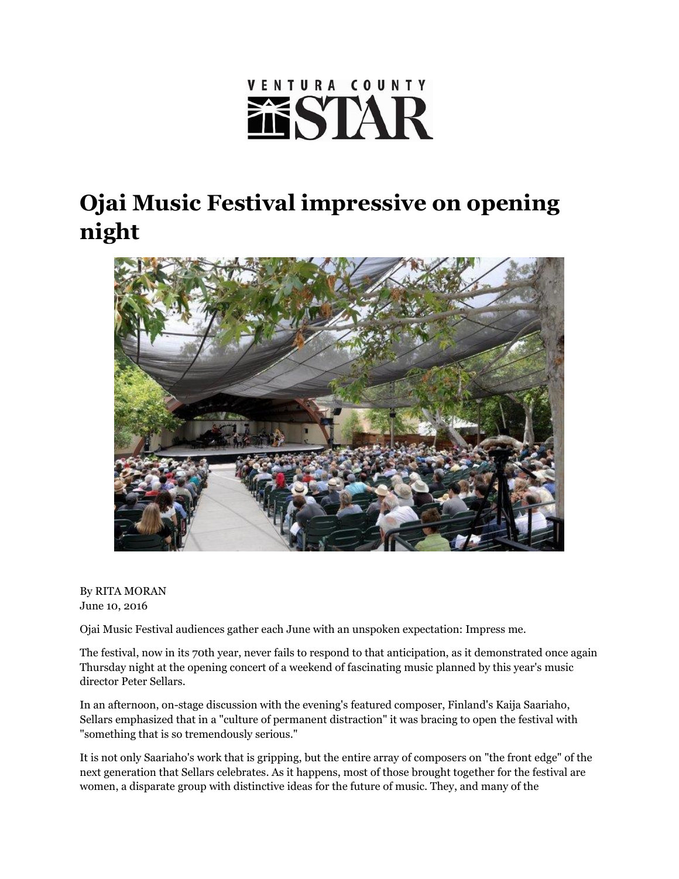VENTURA COUNTY STAR

# Ojai Music Festival impressive on opening night

By RITA MORAN
June 10, 2016

Ojai Music Festival audiences gather each June with an unspoken expectation: Impress me.

The festival, now in its 70th year, never fails to respond to that anticipation, as it demonstrated once again Thursday night at the opening concert of a weekend of fascinating music planned by this year's music director Peter Sellars.

In an afternoon, on-stage discussion with the evening's featured composer, Finland's Kaija Saariaho, Sellars emphasized that in a "culture of permanent distraction" it was bracing to open the festival with "something that is so tremendously serious."

It is not only Saariaho's work that is gripping, but the entire array of composers on "the front edge" of the next generation that Sellars celebrates. As it happens, most of those brought together for the festival are women, a disparate group with distinctive ideas for the future of music. They, and many of the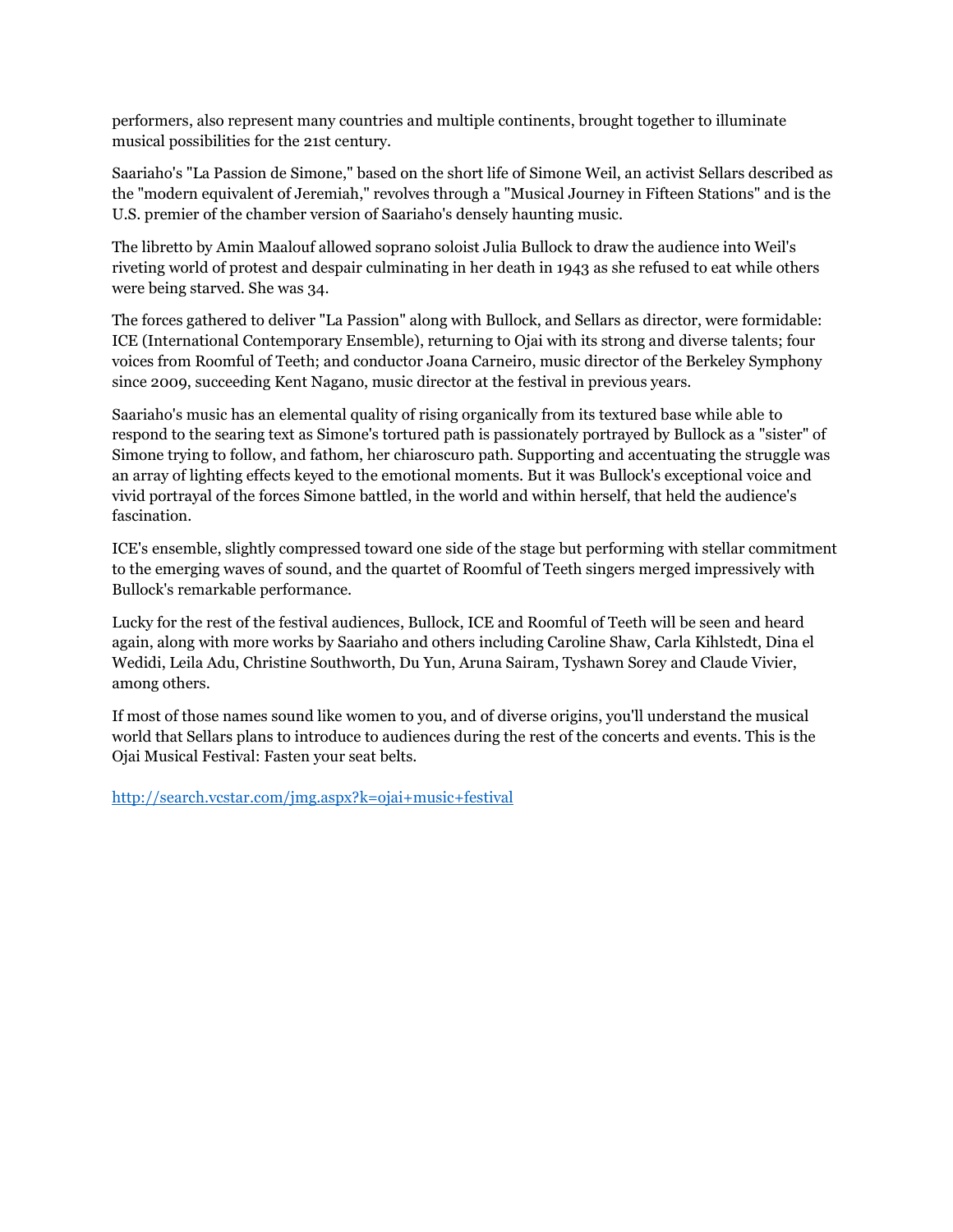performers, also represent many countries and multiple continents, brought together to illuminate musical possibilities for the 21st century.

Saariaho's "La Passion de Simone," based on the short life of Simone Weil, an activist Sellars described as the "modern equivalent of Jeremiah," revolves through a "Musical Journey in Fifteen Stations" and is the U.S. premier of the chamber version of Saariaho's densely haunting music.

The libretto by Amin Maalouf allowed soprano soloist Julia Bullock to draw the audience into Weil's riveting world of protest and despair culminating in her death in 1943 as she refused to eat while others were being starved. She was 34.

The forces gathered to deliver "La Passion" along with Bullock, and Sellars as director, were formidable: ICE (International Contemporary Ensemble), returning to Ojai with its strong and diverse talents; four voices from Roomful of Teeth; and conductor Joana Carneiro, music director of the Berkeley Symphony since 2009, succeeding Kent Nagano, music director at the festival in previous years.

Saariaho's music has an elemental quality of rising organically from its textured base while able to respond to the searing text as Simone's tortured path is passionately portrayed by Bullock as a "sister" of Simone trying to follow, and fathom, her chiaroscuro path. Supporting and accentuating the struggle was an array of lighting effects keyed to the emotional moments. But it was Bullock's exceptional voice and vivid portrayal of the forces Simone battled, in the world and within herself, that held the audience's fascination.

ICE's ensemble, slightly compressed toward one side of the stage but performing with stellar commitment to the emerging waves of sound, and the quartet of Roomful of Teeth singers merged impressively with Bullock's remarkable performance.

Lucky for the rest of the festival audiences, Bullock, ICE and Roomful of Teeth will be seen and heard again, along with more works by Saariaho and others including Caroline Shaw, Carla Kihlstedt, Dina el Wedidi, Leila Adu, Christine Southworth, Du Yun, Aruna Sairam, Tyshawn Sorey and Claude Vivier, among others.

If most of those names sound like women to you, and of diverse origins, you'll understand the musical world that Sellars plans to introduce to audiences during the rest of the concerts and events. This is the Ojai Musical Festival: Fasten your seat belts.

http://search.vcstar.com/jmg.aspx?k=ojai+music+festival